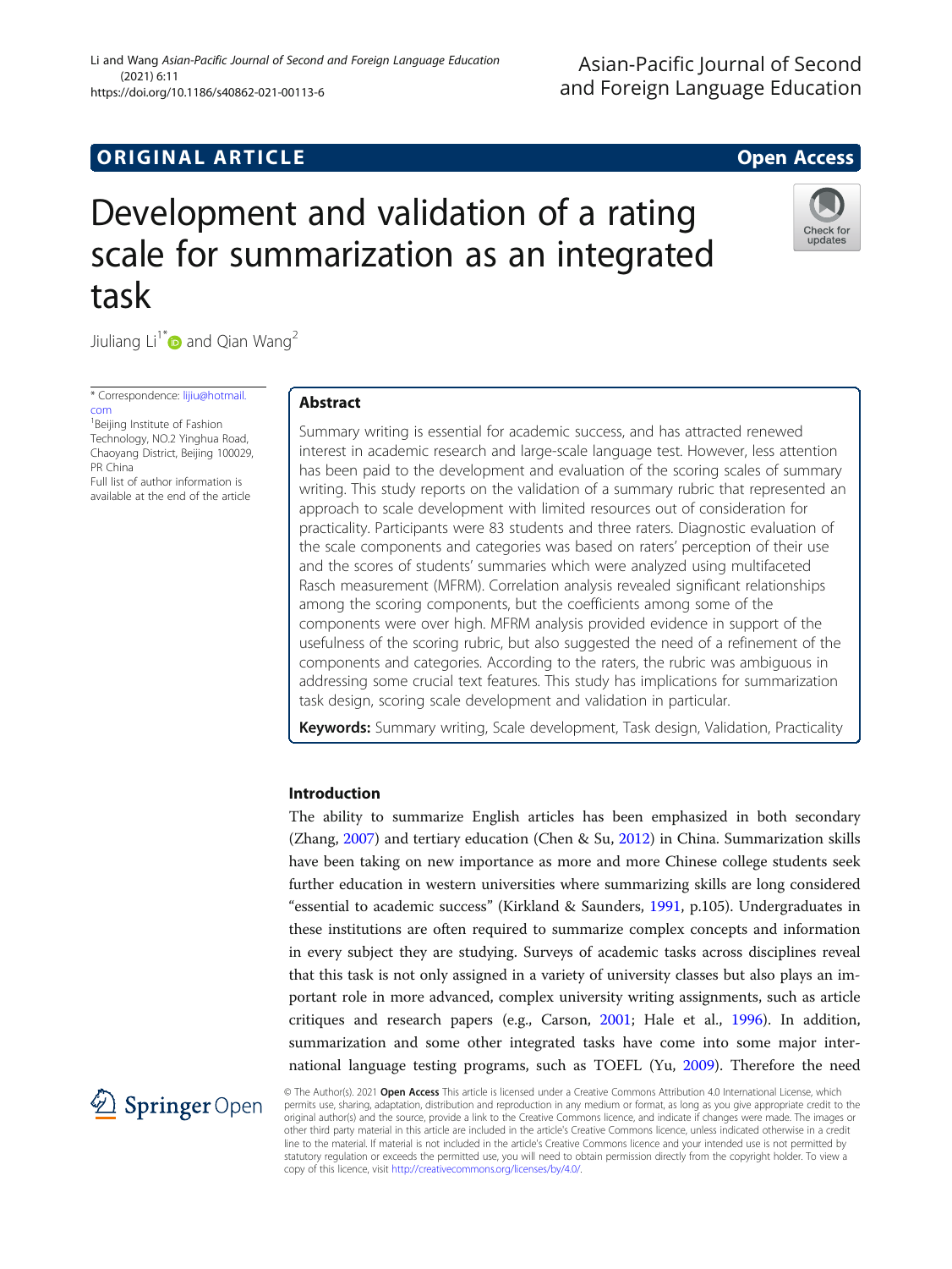ORIGINAL ARTICLE

Open Access

# Development and validation of a rating scale for summarization as an integrated task

Jiuliang Li[1*] and Qian Wang[2]

\* Correspondence: lijiu@hotmail.com
[1]Beijing Institute of Fashion Technology, NO.2 Yinghua Road, Chaoyang District, Beijing 100029, PR China
Full list of author information is available at the end of the article

## Abstract

Summary writing is essential for academic success, and has attracted renewed interest in academic research and large-scale language test. However, less attention has been paid to the development and evaluation of the scoring scales of summary writing. This study reports on the validation of a summary rubric that represented an approach to scale development with limited resources out of consideration for practicality. Participants were 83 students and three raters. Diagnostic evaluation of the scale components and categories was based on raters' perception of their use and the scores of students' summaries which were analyzed using multifaceted Rasch measurement (MFRM). Correlation analysis revealed significant relationships among the scoring components, but the coefficients among some of the components were over high. MFRM analysis provided evidence in support of the usefulness of the scoring rubric, but also suggested the need of a refinement of the components and categories. According to the raters, the rubric was ambiguous in addressing some crucial text features. This study has implications for summarization task design, scoring scale development and validation in particular.

**Keywords:** Summary writing, Scale development, Task design, Validation, Practicality

## Introduction

The ability to summarize English articles has been emphasized in both secondary (Zhang, 2007) and tertiary education (Chen & Su, 2012) in China. Summarization skills have been taking on new importance as more and more Chinese college students seek further education in western universities where summarizing skills are long considered "essential to academic success" (Kirkland & Saunders, 1991, p.105). Undergraduates in these institutions are often required to summarize complex concepts and information in every subject they are studying. Surveys of academic tasks across disciplines reveal that this task is not only assigned in a variety of university classes but also plays an important role in more advanced, complex university writing assignments, such as article critiques and research papers (e.g., Carson, 2001; Hale et al., 1996). In addition, summarization and some other integrated tasks have come into some major international language testing programs, such as TOEFL (Yu, 2009). Therefore the need

© The Author(s). 2021 **Open Access** This article is licensed under a Creative Commons Attribution 4.0 International License, which permits use, sharing, adaptation, distribution and reproduction in any medium or format, as long as you give appropriate credit to the original author(s) and the source, provide a link to the Creative Commons licence, and indicate if changes were made. The images or other third party material in this article are included in the article's Creative Commons licence, unless indicated otherwise in a credit line to the material. If material is not included in the article's Creative Commons licence and your intended use is not permitted by statutory regulation or exceeds the permitted use, you will need to obtain permission directly from the copyright holder. To view a copy of this licence, visit http://creativecommons.org/licenses/by/4.0/.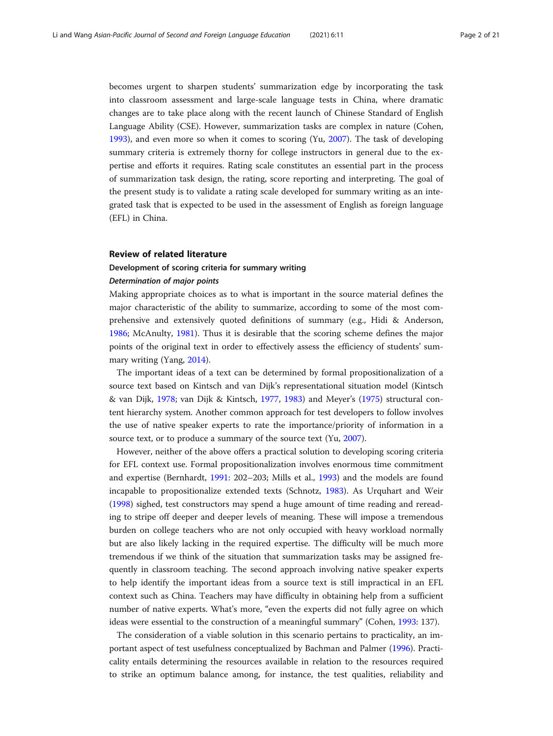becomes urgent to sharpen students' summarization edge by incorporating the task into classroom assessment and large-scale language tests in China, where dramatic changes are to take place along with the recent launch of Chinese Standard of English Language Ability (CSE). However, summarization tasks are complex in nature (Cohen, 1993), and even more so when it comes to scoring (Yu, 2007). The task of developing summary criteria is extremely thorny for college instructors in general due to the expertise and efforts it requires. Rating scale constitutes an essential part in the process of summarization task design, the rating, score reporting and interpreting. The goal of the present study is to validate a rating scale developed for summary writing as an integrated task that is expected to be used in the assessment of English as foreign language (EFL) in China.

## Review of related literature

### Development of scoring criteria for summary writing

#### *Determination of major points*

Making appropriate choices as to what is important in the source material defines the major characteristic of the ability to summarize, according to some of the most comprehensive and extensively quoted definitions of summary (e.g., Hidi & Anderson, 1986; McAnulty, 1981). Thus it is desirable that the scoring scheme defines the major points of the original text in order to effectively assess the efficiency of students' summary writing (Yang, 2014).

The important ideas of a text can be determined by formal propositionalization of a source text based on Kintsch and van Dijk's representational situation model (Kintsch & van Dijk, 1978; van Dijk & Kintsch, 1977, 1983) and Meyer's (1975) structural content hierarchy system. Another common approach for test developers to follow involves the use of native speaker experts to rate the importance/priority of information in a source text, or to produce a summary of the source text (Yu, 2007).

However, neither of the above offers a practical solution to developing scoring criteria for EFL context use. Formal propositionalization involves enormous time commitment and expertise (Bernhardt, 1991: 202–203; Mills et al., 1993) and the models are found incapable to propositionalize extended texts (Schnotz, 1983). As Urquhart and Weir (1998) sighed, test constructors may spend a huge amount of time reading and rereading to stripe off deeper and deeper levels of meaning. These will impose a tremendous burden on college teachers who are not only occupied with heavy workload normally but are also likely lacking in the required expertise. The difficulty will be much more tremendous if we think of the situation that summarization tasks may be assigned frequently in classroom teaching. The second approach involving native speaker experts to help identify the important ideas from a source text is still impractical in an EFL context such as China. Teachers may have difficulty in obtaining help from a sufficient number of native experts. What's more, "even the experts did not fully agree on which ideas were essential to the construction of a meaningful summary" (Cohen, 1993: 137).

The consideration of a viable solution in this scenario pertains to practicality, an important aspect of test usefulness conceptualized by Bachman and Palmer (1996). Practicality entails determining the resources available in relation to the resources required to strike an optimum balance among, for instance, the test qualities, reliability and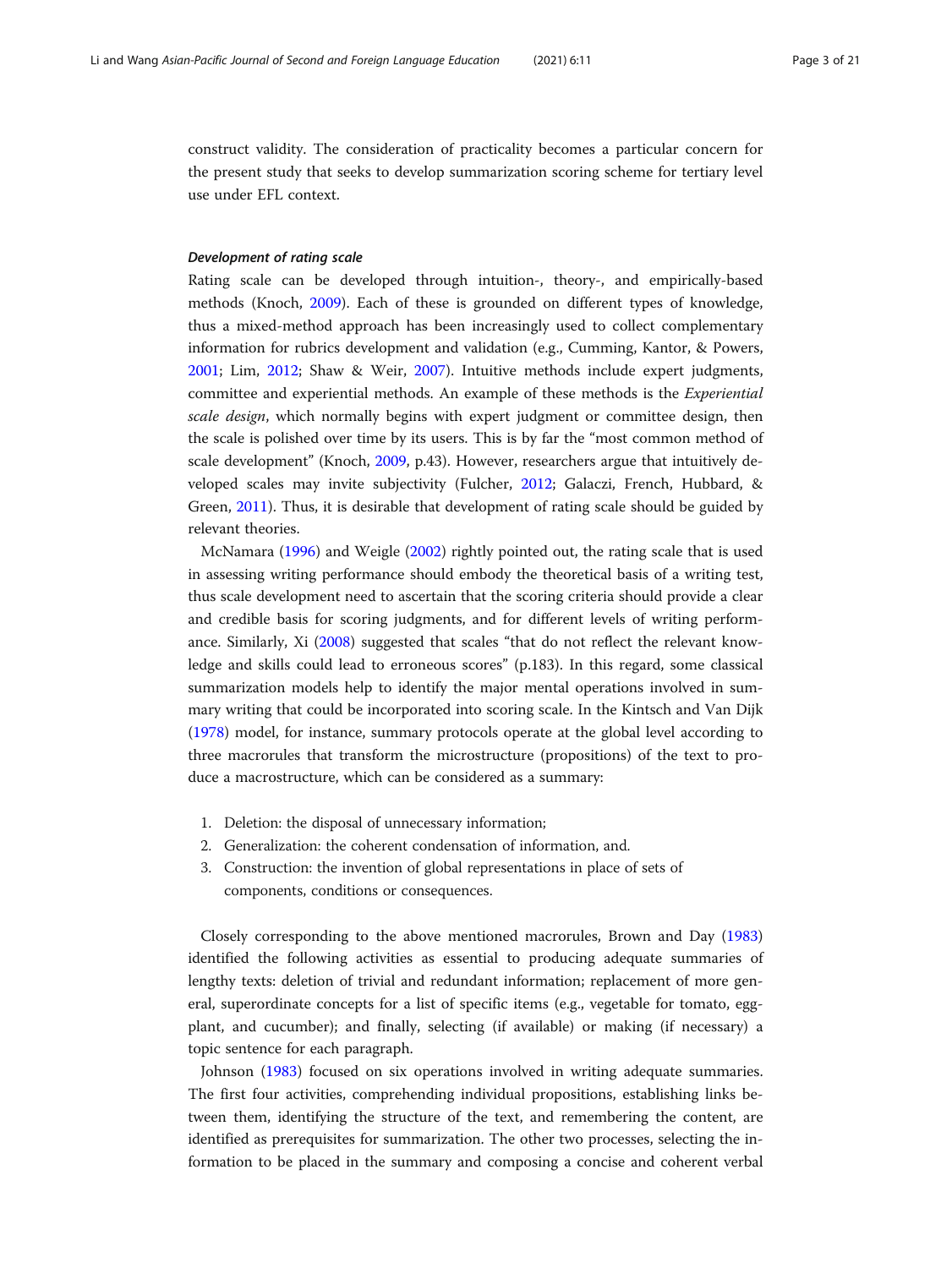construct validity. The consideration of practicality becomes a particular concern for the present study that seeks to develop summarization scoring scheme for tertiary level use under EFL context.

#### *Development of rating scale*

Rating scale can be developed through intuition-, theory-, and empirically-based methods (Knoch, 2009). Each of these is grounded on different types of knowledge, thus a mixed-method approach has been increasingly used to collect complementary information for rubrics development and validation (e.g., Cumming, Kantor, & Powers, 2001; Lim, 2012; Shaw & Weir, 2007). Intuitive methods include expert judgments, committee and experiential methods. An example of these methods is the *Experiential scale design*, which normally begins with expert judgment or committee design, then the scale is polished over time by its users. This is by far the "most common method of scale development" (Knoch, 2009, p.43). However, researchers argue that intuitively developed scales may invite subjectivity (Fulcher, 2012; Galaczi, French, Hubbard, & Green, 2011). Thus, it is desirable that development of rating scale should be guided by relevant theories.

McNamara (1996) and Weigle (2002) rightly pointed out, the rating scale that is used in assessing writing performance should embody the theoretical basis of a writing test, thus scale development need to ascertain that the scoring criteria should provide a clear and credible basis for scoring judgments, and for different levels of writing performance. Similarly, Xi (2008) suggested that scales "that do not reflect the relevant knowledge and skills could lead to erroneous scores" (p.183). In this regard, some classical summarization models help to identify the major mental operations involved in summary writing that could be incorporated into scoring scale. In the Kintsch and Van Dijk (1978) model, for instance, summary protocols operate at the global level according to three macrorules that transform the microstructure (propositions) of the text to produce a macrostructure, which can be considered as a summary:

1. Deletion: the disposal of unnecessary information;
2. Generalization: the coherent condensation of information, and.
3. Construction: the invention of global representations in place of sets of components, conditions or consequences.

Closely corresponding to the above mentioned macrorules, Brown and Day (1983) identified the following activities as essential to producing adequate summaries of lengthy texts: deletion of trivial and redundant information; replacement of more general, superordinate concepts for a list of specific items (e.g., vegetable for tomato, eggplant, and cucumber); and finally, selecting (if available) or making (if necessary) a topic sentence for each paragraph.

Johnson (1983) focused on six operations involved in writing adequate summaries. The first four activities, comprehending individual propositions, establishing links between them, identifying the structure of the text, and remembering the content, are identified as prerequisites for summarization. The other two processes, selecting the information to be placed in the summary and composing a concise and coherent verbal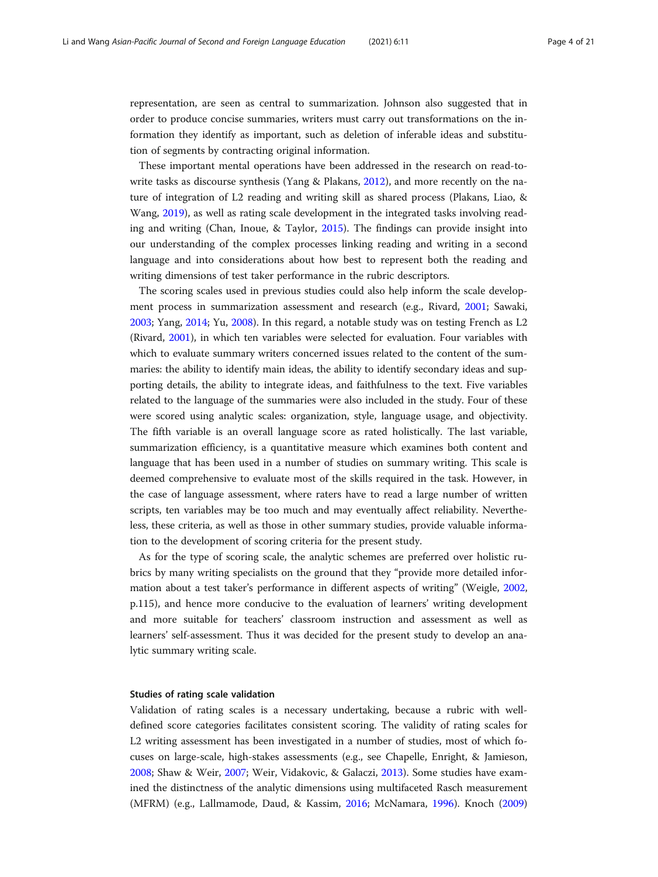representation, are seen as central to summarization. Johnson also suggested that in order to produce concise summaries, writers must carry out transformations on the information they identify as important, such as deletion of inferable ideas and substitution of segments by contracting original information.

These important mental operations have been addressed in the research on read-to-write tasks as discourse synthesis (Yang & Plakans, 2012), and more recently on the nature of integration of L2 reading and writing skill as shared process (Plakans, Liao, & Wang, 2019), as well as rating scale development in the integrated tasks involving reading and writing (Chan, Inoue, & Taylor, 2015). The findings can provide insight into our understanding of the complex processes linking reading and writing in a second language and into considerations about how best to represent both the reading and writing dimensions of test taker performance in the rubric descriptors.

The scoring scales used in previous studies could also help inform the scale development process in summarization assessment and research (e.g., Rivard, 2001; Sawaki, 2003; Yang, 2014; Yu, 2008). In this regard, a notable study was on testing French as L2 (Rivard, 2001), in which ten variables were selected for evaluation. Four variables with which to evaluate summary writers concerned issues related to the content of the summaries: the ability to identify main ideas, the ability to identify secondary ideas and supporting details, the ability to integrate ideas, and faithfulness to the text. Five variables related to the language of the summaries were also included in the study. Four of these were scored using analytic scales: organization, style, language usage, and objectivity. The fifth variable is an overall language score as rated holistically. The last variable, summarization efficiency, is a quantitative measure which examines both content and language that has been used in a number of studies on summary writing. This scale is deemed comprehensive to evaluate most of the skills required in the task. However, in the case of language assessment, where raters have to read a large number of written scripts, ten variables may be too much and may eventually affect reliability. Nevertheless, these criteria, as well as those in other summary studies, provide valuable information to the development of scoring criteria for the present study.

As for the type of scoring scale, the analytic schemes are preferred over holistic rubrics by many writing specialists on the ground that they "provide more detailed information about a test taker's performance in different aspects of writing" (Weigle, 2002, p.115), and hence more conducive to the evaluation of learners' writing development and more suitable for teachers' classroom instruction and assessment as well as learners' self-assessment. Thus it was decided for the present study to develop an analytic summary writing scale.

### Studies of rating scale validation

Validation of rating scales is a necessary undertaking, because a rubric with well-defined score categories facilitates consistent scoring. The validity of rating scales for L2 writing assessment has been investigated in a number of studies, most of which focuses on large-scale, high-stakes assessments (e.g., see Chapelle, Enright, & Jamieson, 2008; Shaw & Weir, 2007; Weir, Vidakovic, & Galaczi, 2013). Some studies have examined the distinctness of the analytic dimensions using multifaceted Rasch measurement (MFRM) (e.g., Lallmamode, Daud, & Kassim, 2016; McNamara, 1996). Knoch (2009)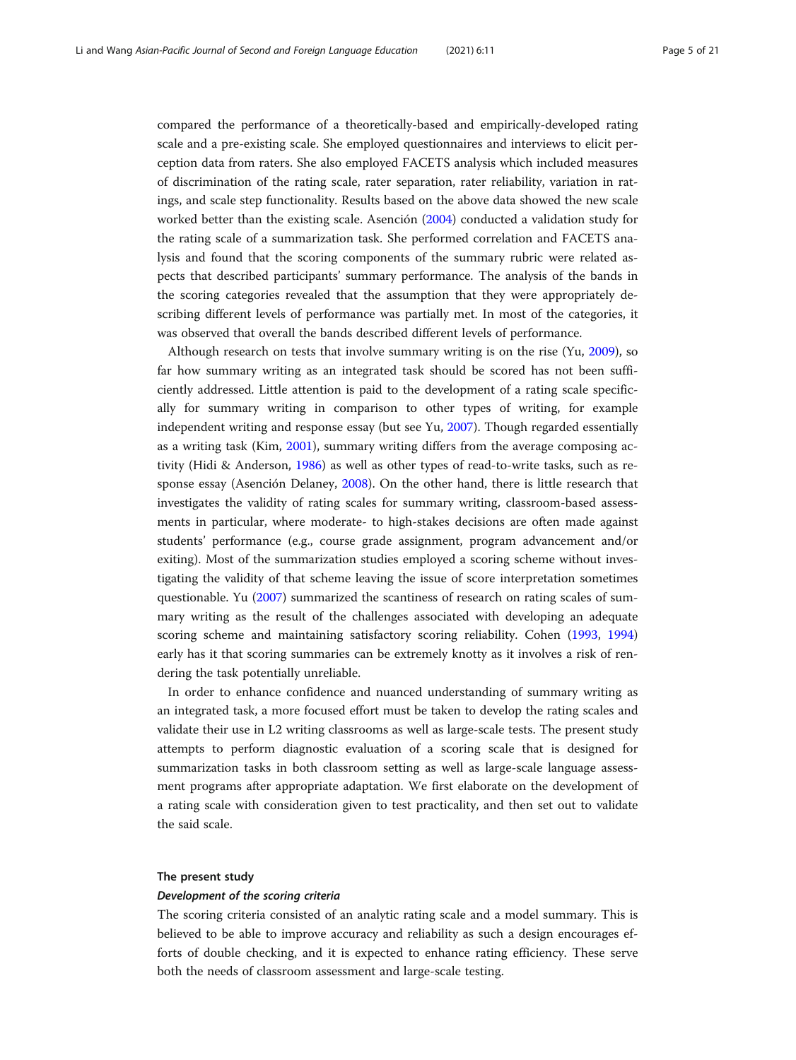compared the performance of a theoretically-based and empirically-developed rating scale and a pre-existing scale. She employed questionnaires and interviews to elicit perception data from raters. She also employed FACETS analysis which included measures of discrimination of the rating scale, rater separation, rater reliability, variation in ratings, and scale step functionality. Results based on the above data showed the new scale worked better than the existing scale. Asención (2004) conducted a validation study for the rating scale of a summarization task. She performed correlation and FACETS analysis and found that the scoring components of the summary rubric were related aspects that described participants' summary performance. The analysis of the bands in the scoring categories revealed that the assumption that they were appropriately describing different levels of performance was partially met. In most of the categories, it was observed that overall the bands described different levels of performance.

Although research on tests that involve summary writing is on the rise (Yu, 2009), so far how summary writing as an integrated task should be scored has not been sufficiently addressed. Little attention is paid to the development of a rating scale specifically for summary writing in comparison to other types of writing, for example independent writing and response essay (but see Yu, 2007). Though regarded essentially as a writing task (Kim, 2001), summary writing differs from the average composing activity (Hidi & Anderson, 1986) as well as other types of read-to-write tasks, such as response essay (Asención Delaney, 2008). On the other hand, there is little research that investigates the validity of rating scales for summary writing, classroom-based assessments in particular, where moderate- to high-stakes decisions are often made against students' performance (e.g., course grade assignment, program advancement and/or exiting). Most of the summarization studies employed a scoring scheme without investigating the validity of that scheme leaving the issue of score interpretation sometimes questionable. Yu (2007) summarized the scantiness of research on rating scales of summary writing as the result of the challenges associated with developing an adequate scoring scheme and maintaining satisfactory scoring reliability. Cohen (1993, 1994) early has it that scoring summaries can be extremely knotty as it involves a risk of rendering the task potentially unreliable.

In order to enhance confidence and nuanced understanding of summary writing as an integrated task, a more focused effort must be taken to develop the rating scales and validate their use in L2 writing classrooms as well as large-scale tests. The present study attempts to perform diagnostic evaluation of a scoring scale that is designed for summarization tasks in both classroom setting as well as large-scale language assessment programs after appropriate adaptation. We first elaborate on the development of a rating scale with consideration given to test practicality, and then set out to validate the said scale.

## The present study

### *Development of the scoring criteria*

The scoring criteria consisted of an analytic rating scale and a model summary. This is believed to be able to improve accuracy and reliability as such a design encourages efforts of double checking, and it is expected to enhance rating efficiency. These serve both the needs of classroom assessment and large-scale testing.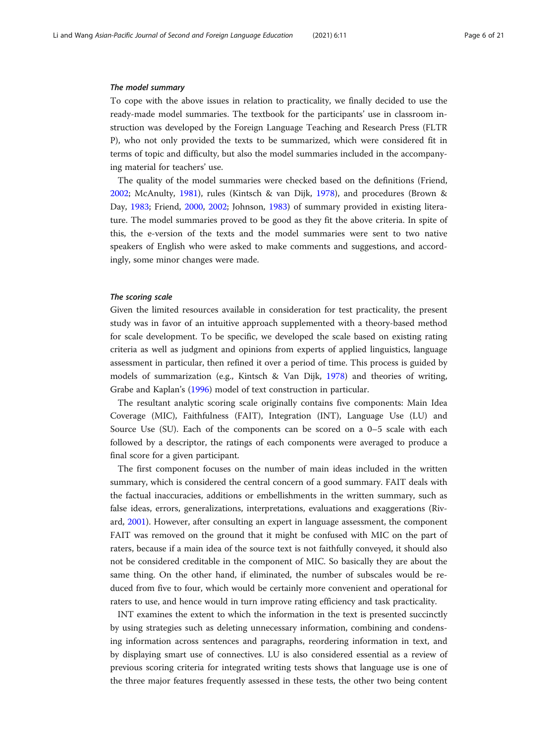#### *The model summary*

To cope with the above issues in relation to practicality, we finally decided to use the ready-made model summaries. The textbook for the participants' use in classroom instruction was developed by the Foreign Language Teaching and Research Press (FLTRP), who not only provided the texts to be summarized, which were considered fit in terms of topic and difficulty, but also the model summaries included in the accompanying material for teachers' use.

The quality of the model summaries were checked based on the definitions (Friend, 2002; McAnulty, 1981), rules (Kintsch & van Dijk, 1978), and procedures (Brown & Day, 1983; Friend, 2000, 2002; Johnson, 1983) of summary provided in existing literature. The model summaries proved to be good as they fit the above criteria. In spite of this, the e-version of the texts and the model summaries were sent to two native speakers of English who were asked to make comments and suggestions, and accordingly, some minor changes were made.

#### *The scoring scale*

Given the limited resources available in consideration for test practicality, the present study was in favor of an intuitive approach supplemented with a theory-based method for scale development. To be specific, we developed the scale based on existing rating criteria as well as judgment and opinions from experts of applied linguistics, language assessment in particular, then refined it over a period of time. This process is guided by models of summarization (e.g., Kintsch & Van Dijk, 1978) and theories of writing, Grabe and Kaplan's (1996) model of text construction in particular.

The resultant analytic scoring scale originally contains five components: Main Idea Coverage (MIC), Faithfulness (FAIT), Integration (INT), Language Use (LU) and Source Use (SU). Each of the components can be scored on a 0–5 scale with each followed by a descriptor, the ratings of each components were averaged to produce a final score for a given participant.

The first component focuses on the number of main ideas included in the written summary, which is considered the central concern of a good summary. FAIT deals with the factual inaccuracies, additions or embellishments in the written summary, such as false ideas, errors, generalizations, interpretations, evaluations and exaggerations (Rivard, 2001). However, after consulting an expert in language assessment, the component FAIT was removed on the ground that it might be confused with MIC on the part of raters, because if a main idea of the source text is not faithfully conveyed, it should also not be considered creditable in the component of MIC. So basically they are about the same thing. On the other hand, if eliminated, the number of subscales would be reduced from five to four, which would be certainly more convenient and operational for raters to use, and hence would in turn improve rating efficiency and task practicality.

INT examines the extent to which the information in the text is presented succinctly by using strategies such as deleting unnecessary information, combining and condensing information across sentences and paragraphs, reordering information in text, and by displaying smart use of connectives. LU is also considered essential as a review of previous scoring criteria for integrated writing tests shows that language use is one of the three major features frequently assessed in these tests, the other two being content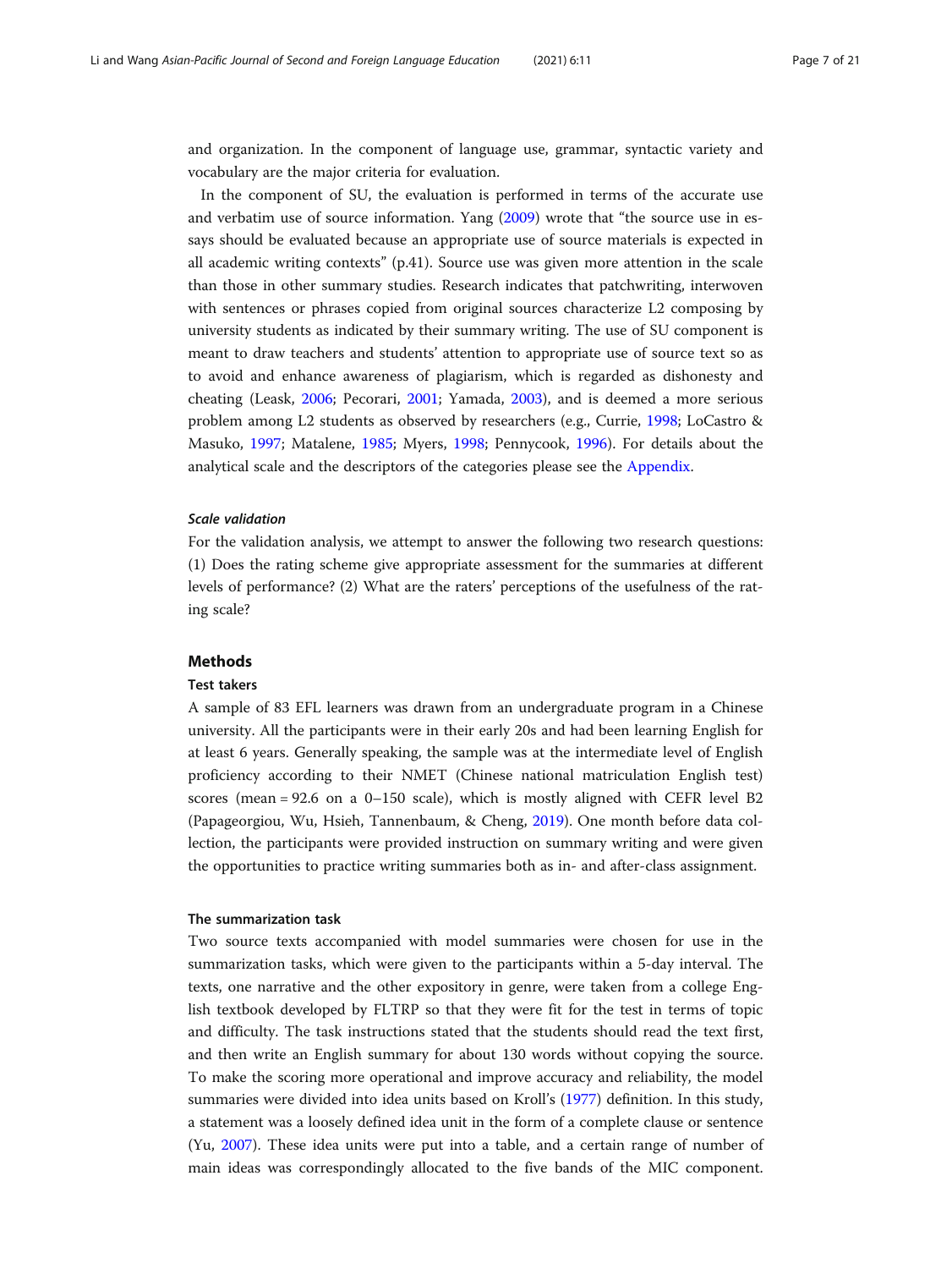and organization. In the component of language use, grammar, syntactic variety and vocabulary are the major criteria for evaluation.

In the component of SU, the evaluation is performed in terms of the accurate use and verbatim use of source information. Yang (2009) wrote that "the source use in essays should be evaluated because an appropriate use of source materials is expected in all academic writing contexts" (p.41). Source use was given more attention in the scale than those in other summary studies. Research indicates that patchwriting, interwoven with sentences or phrases copied from original sources characterize L2 composing by university students as indicated by their summary writing. The use of SU component is meant to draw teachers and students' attention to appropriate use of source text so as to avoid and enhance awareness of plagiarism, which is regarded as dishonesty and cheating (Leask, 2006; Pecorari, 2001; Yamada, 2003), and is deemed a more serious problem among L2 students as observed by researchers (e.g., Currie, 1998; LoCastro & Masuko, 1997; Matalene, 1985; Myers, 1998; Pennycook, 1996). For details about the analytical scale and the descriptors of the categories please see the Appendix.

### *Scale validation*

For the validation analysis, we attempt to answer the following two research questions: (1) Does the rating scheme give appropriate assessment for the summaries at different levels of performance? (2) What are the raters' perceptions of the usefulness of the rating scale?

## Methods

### Test takers

A sample of 83 EFL learners was drawn from an undergraduate program in a Chinese university. All the participants were in their early 20s and had been learning English for at least 6 years. Generally speaking, the sample was at the intermediate level of English proficiency according to their NMET (Chinese national matriculation English test) scores (mean = 92.6 on a 0–150 scale), which is mostly aligned with CEFR level B2 (Papageorgiou, Wu, Hsieh, Tannenbaum, & Cheng, 2019). One month before data collection, the participants were provided instruction on summary writing and were given the opportunities to practice writing summaries both as in- and after-class assignment.

### The summarization task

Two source texts accompanied with model summaries were chosen for use in the summarization tasks, which were given to the participants within a 5-day interval. The texts, one narrative and the other expository in genre, were taken from a college English textbook developed by FLTRP so that they were fit for the test in terms of topic and difficulty. The task instructions stated that the students should read the text first, and then write an English summary for about 130 words without copying the source. To make the scoring more operational and improve accuracy and reliability, the model summaries were divided into idea units based on Kroll's (1977) definition. In this study, a statement was a loosely defined idea unit in the form of a complete clause or sentence (Yu, 2007). These idea units were put into a table, and a certain range of number of main ideas was correspondingly allocated to the five bands of the MIC component.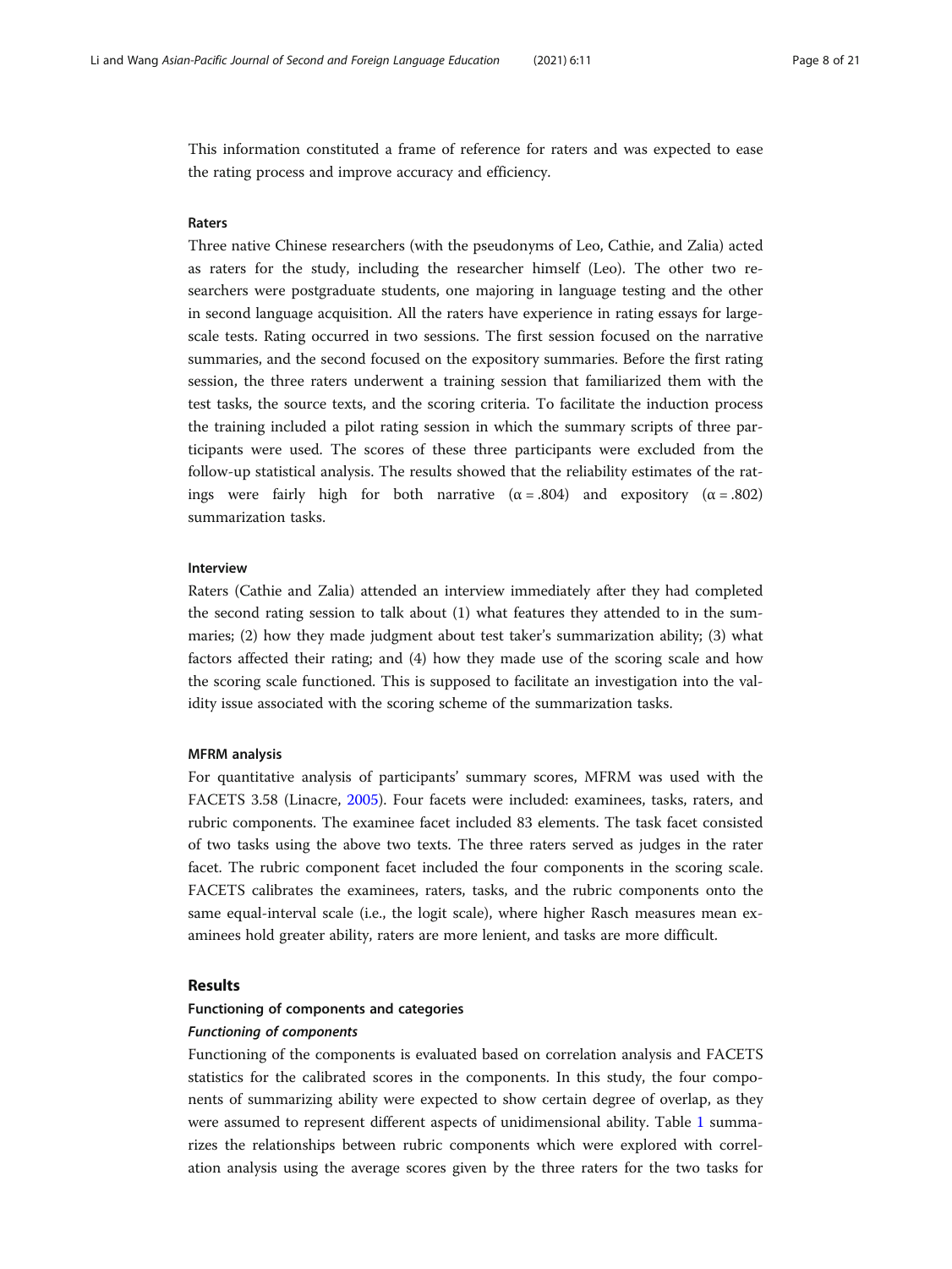This information constituted a frame of reference for raters and was expected to ease the rating process and improve accuracy and efficiency.

#### Raters

Three native Chinese researchers (with the pseudonyms of Leo, Cathie, and Zalia) acted as raters for the study, including the researcher himself (Leo). The other two researchers were postgraduate students, one majoring in language testing and the other in second language acquisition. All the raters have experience in rating essays for large-scale tests. Rating occurred in two sessions. The first session focused on the narrative summaries, and the second focused on the expository summaries. Before the first rating session, the three raters underwent a training session that familiarized them with the test tasks, the source texts, and the scoring criteria. To facilitate the induction process the training included a pilot rating session in which the summary scripts of three participants were used. The scores of these three participants were excluded from the follow-up statistical analysis. The results showed that the reliability estimates of the ratings were fairly high for both narrative ($\alpha = .804$) and expository ($\alpha = .802$) summarization tasks.

#### Interview

Raters (Cathie and Zalia) attended an interview immediately after they had completed the second rating session to talk about (1) what features they attended to in the summaries; (2) how they made judgment about test taker's summarization ability; (3) what factors affected their rating; and (4) how they made use of the scoring scale and how the scoring scale functioned. This is supposed to facilitate an investigation into the validity issue associated with the scoring scheme of the summarization tasks.

#### MFRM analysis

For quantitative analysis of participants' summary scores, MFRM was used with the FACETS 3.58 (Linacre, 2005). Four facets were included: examinees, tasks, raters, and rubric components. The examinee facet included 83 elements. The task facet consisted of two tasks using the above two texts. The three raters served as judges in the rater facet. The rubric component facet included the four components in the scoring scale. FACETS calibrates the examinees, raters, tasks, and the rubric components onto the same equal-interval scale (i.e., the logit scale), where higher Rasch measures mean examinees hold greater ability, raters are more lenient, and tasks are more difficult.

## Results

### Functioning of components and categories

#### *Functioning of components*

Functioning of the components is evaluated based on correlation analysis and FACETS statistics for the calibrated scores in the components. In this study, the four components of summarizing ability were expected to show certain degree of overlap, as they were assumed to represent different aspects of unidimensional ability. Table 1 summarizes the relationships between rubric components which were explored with correlation analysis using the average scores given by the three raters for the two tasks for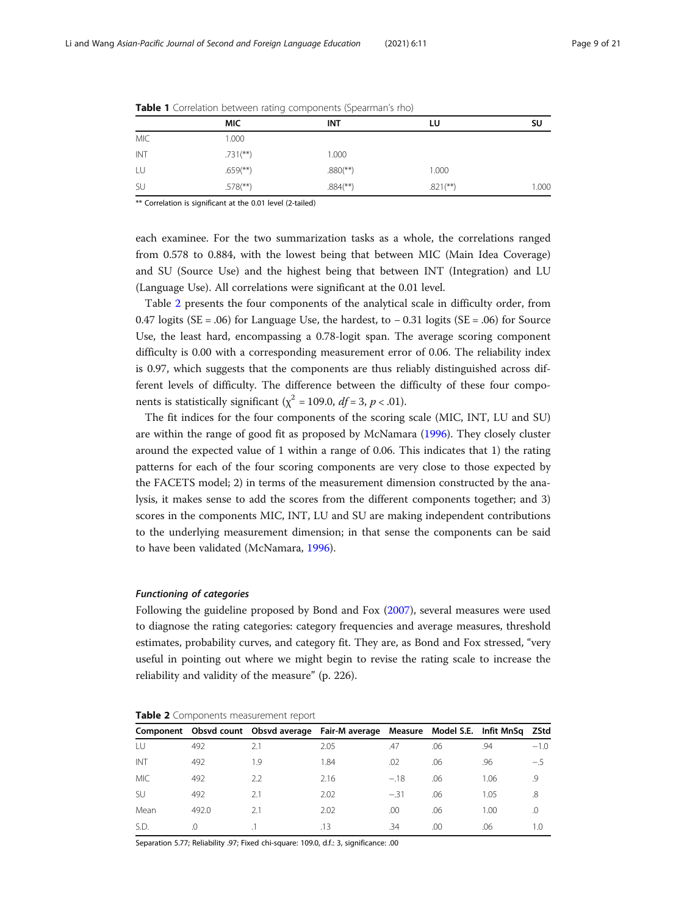**Table 1** Correlation between rating components (Spearman's rho)

|  | MIC | INT | LU | SU |
|---|---|---|---|---|
| MIC | 1.000 |  |  |  |
| INT | .731(**) | 1.000 |  |  |
| LU | .659(**) | .880(**) | 1.000 |  |
| SU | .578(**) | .884(**) | .821(**) | 1.000 |

** Correlation is significant at the 0.01 level (2-tailed)

each examinee. For the two summarization tasks as a whole, the correlations ranged from 0.578 to 0.884, with the lowest being that between MIC (Main Idea Coverage) and SU (Source Use) and the highest being that between INT (Integration) and LU (Language Use). All correlations were significant at the 0.01 level.

Table 2 presents the four components of the analytical scale in difficulty order, from 0.47 logits (SE = .06) for Language Use, the hardest, to − 0.31 logits (SE = .06) for Source Use, the least hard, encompassing a 0.78-logit span. The average scoring component difficulty is 0.00 with a corresponding measurement error of 0.06. The reliability index is 0.97, which suggests that the components are thus reliably distinguished across different levels of difficulty. The difference between the difficulty of these four components is statistically significant ($\chi^2 = 109.0$, $df = 3$, $p < .01$).

The fit indices for the four components of the scoring scale (MIC, INT, LU and SU) are within the range of good fit as proposed by McNamara (1996). They closely cluster around the expected value of 1 within a range of 0.06. This indicates that 1) the rating patterns for each of the four scoring components are very close to those expected by the FACETS model; 2) in terms of the measurement dimension constructed by the analysis, it makes sense to add the scores from the different components together; and 3) scores in the components MIC, INT, LU and SU are making independent contributions to the underlying measurement dimension; in that sense the components can be said to have been validated (McNamara, 1996).

### *Functioning of categories*

Following the guideline proposed by Bond and Fox (2007), several measures were used to diagnose the rating categories: category frequencies and average measures, threshold estimates, probability curves, and category fit. They are, as Bond and Fox stressed, "very useful in pointing out where we might begin to revise the rating scale to increase the reliability and validity of the measure" (p. 226).

**Table 2** Components measurement report

| Component | Obsvd count | Obsvd average | Fair-M average | Measure | Model S.E. | Infit MnSq | ZStd |
|---|---|---|---|---|---|---|---|
| LU | 492 | 2.1 | 2.05 | .47 | .06 | .94 | −1.0 |
| INT | 492 | 1.9 | 1.84 | .02 | .06 | .96 | −.5 |
| MIC | 492 | 2.2 | 2.16 | −.18 | .06 | 1.06 | .9 |
| SU | 492 | 2.1 | 2.02 | −.31 | .06 | 1.05 | .8 |
| Mean | 492.0 | 2.1 | 2.02 | .00 | .06 | 1.00 | .0 |
| S.D. | .0 | .1 | .13 | .34 | .00 | .06 | 1.0 |

Separation 5.77; Reliability .97; Fixed chi-square: 109.0, d.f.: 3, significance: .00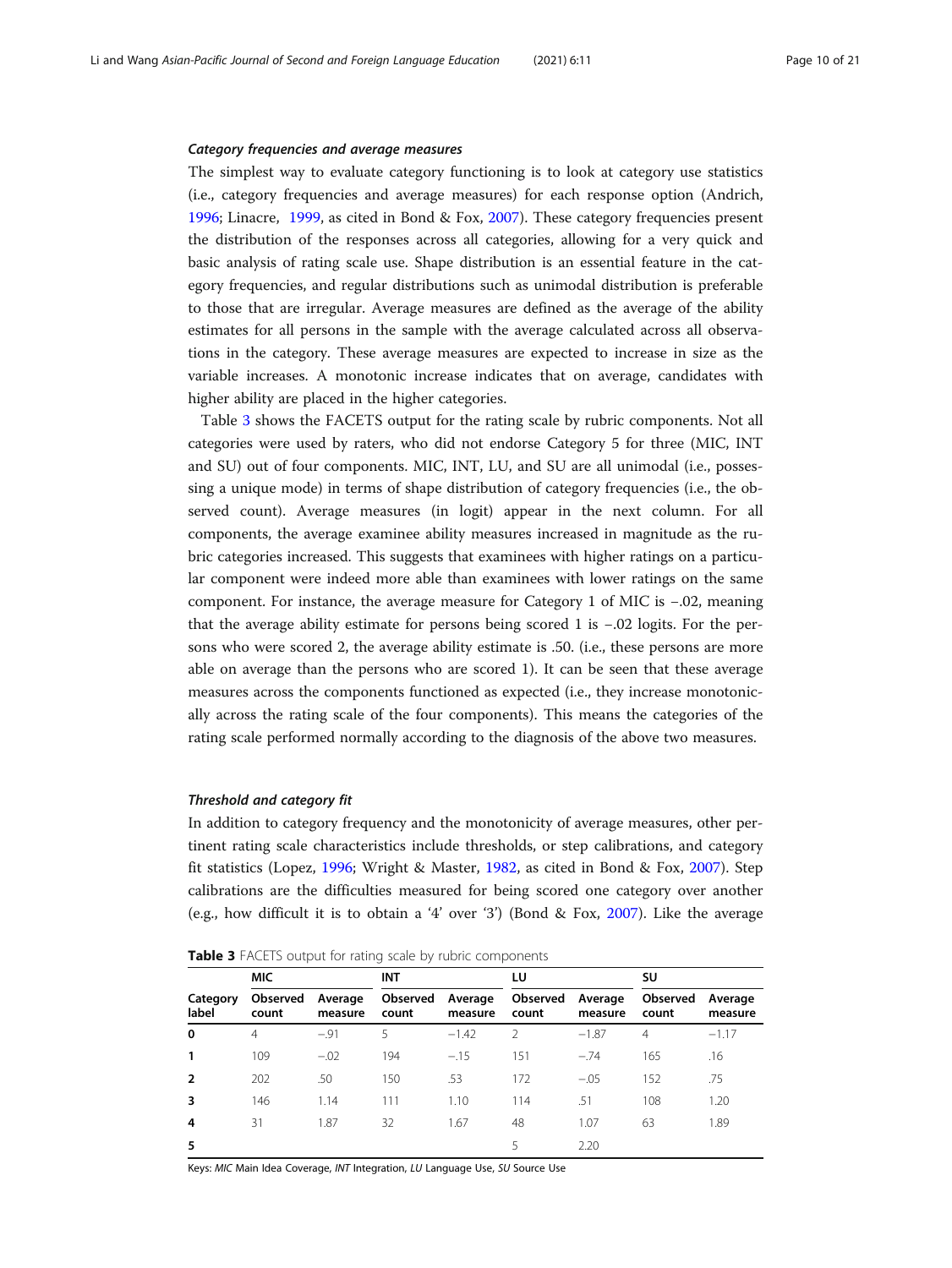#### *Category frequencies and average measures*

The simplest way to evaluate category functioning is to look at category use statistics (i.e., category frequencies and average measures) for each response option (Andrich, 1996; Linacre, 1999, as cited in Bond & Fox, 2007). These category frequencies present the distribution of the responses across all categories, allowing for a very quick and basic analysis of rating scale use. Shape distribution is an essential feature in the category frequencies, and regular distributions such as unimodal distribution is preferable to those that are irregular. Average measures are defined as the average of the ability estimates for all persons in the sample with the average calculated across all observations in the category. These average measures are expected to increase in size as the variable increases. A monotonic increase indicates that on average, candidates with higher ability are placed in the higher categories.

Table 3 shows the FACETS output for the rating scale by rubric components. Not all categories were used by raters, who did not endorse Category 5 for three (MIC, INT and SU) out of four components. MIC, INT, LU, and SU are all unimodal (i.e., possessing a unique mode) in terms of shape distribution of category frequencies (i.e., the observed count). Average measures (in logit) appear in the next column. For all components, the average examinee ability measures increased in magnitude as the rubric categories increased. This suggests that examinees with higher ratings on a particular component were indeed more able than examinees with lower ratings on the same component. For instance, the average measure for Category 1 of MIC is −.02, meaning that the average ability estimate for persons being scored 1 is −.02 logits. For the persons who were scored 2, the average ability estimate is .50. (i.e., these persons are more able on average than the persons who are scored 1). It can be seen that these average measures across the components functioned as expected (i.e., they increase monotonically across the rating scale of the four components). This means the categories of the rating scale performed normally according to the diagnosis of the above two measures.

#### *Threshold and category fit*

In addition to category frequency and the monotonicity of average measures, other pertinent rating scale characteristics include thresholds, or step calibrations, and category fit statistics (Lopez, 1996; Wright & Master, 1982, as cited in Bond & Fox, 2007). Step calibrations are the difficulties measured for being scored one category over another (e.g., how difficult it is to obtain a '4' over '3') (Bond & Fox, 2007). Like the average

**Table 3** FACETS output for rating scale by rubric components

| | MIC | | INT | | LU | | SU | |
|---|---|---|---|---|---|---|---|---|
| **Category label** | **Observed count** | **Average measure** | **Observed count** | **Average measure** | **Observed count** | **Average measure** | **Observed count** | **Average measure** |
| **0** | 4 | −.91 | 5 | −1.42 | 2 | −1.87 | 4 | −1.17 |
| **1** | 109 | −.02 | 194 | −.15 | 151 | −.74 | 165 | .16 |
| **2** | 202 | .50 | 150 | .53 | 172 | −.05 | 152 | .75 |
| **3** | 146 | 1.14 | 111 | 1.10 | 114 | .51 | 108 | 1.20 |
| **4** | 31 | 1.87 | 32 | 1.67 | 48 | 1.07 | 63 | 1.89 |
| **5** | | | | | 5 | 2.20 | | |

Keys: *MIC* Main Idea Coverage, *INT* Integration, *LU* Language Use, *SU* Source Use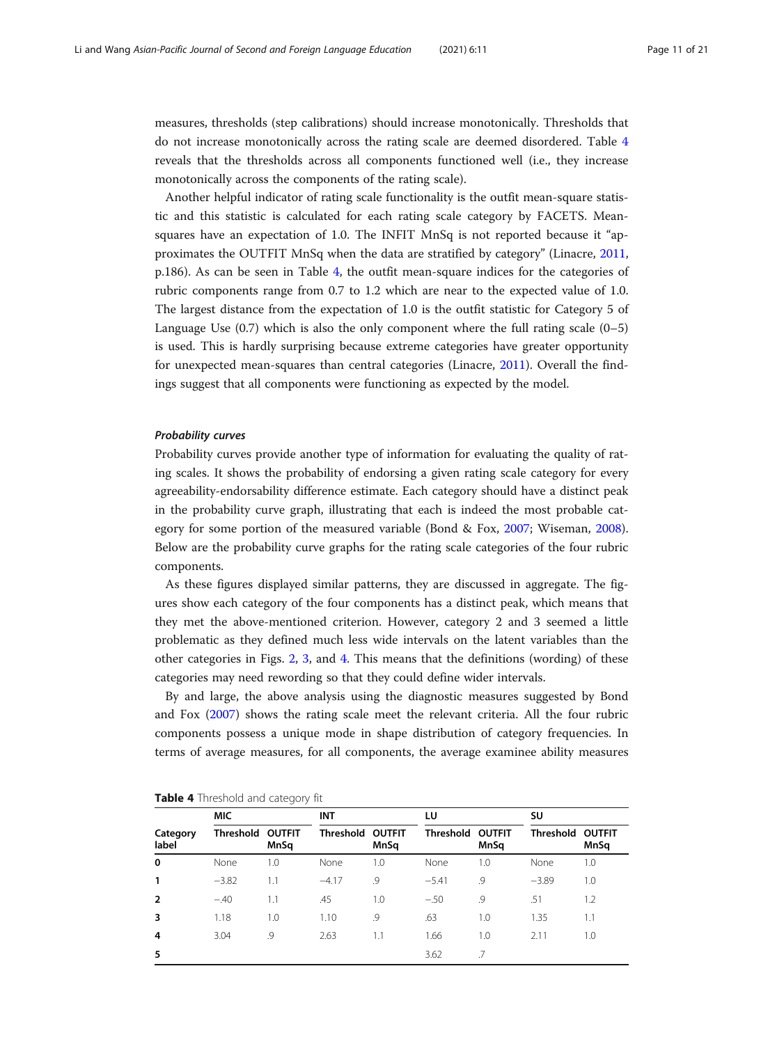measures, thresholds (step calibrations) should increase monotonically. Thresholds that do not increase monotonically across the rating scale are deemed disordered. Table 4 reveals that the thresholds across all components functioned well (i.e., they increase monotonically across the components of the rating scale).

Another helpful indicator of rating scale functionality is the outfit mean-square statistic and this statistic is calculated for each rating scale category by FACETS. Mean-squares have an expectation of 1.0. The INFIT MnSq is not reported because it "approximates the OUTFIT MnSq when the data are stratified by category" (Linacre, 2011, p.186). As can be seen in Table 4, the outfit mean-square indices for the categories of rubric components range from 0.7 to 1.2 which are near to the expected value of 1.0. The largest distance from the expectation of 1.0 is the outfit statistic for Category 5 of Language Use (0.7) which is also the only component where the full rating scale (0–5) is used. This is hardly surprising because extreme categories have greater opportunity for unexpected mean-squares than central categories (Linacre, 2011). Overall the findings suggest that all components were functioning as expected by the model.

#### *Probability curves*

Probability curves provide another type of information for evaluating the quality of rating scales. It shows the probability of endorsing a given rating scale category for every agreeability-endorsability difference estimate. Each category should have a distinct peak in the probability curve graph, illustrating that each is indeed the most probable category for some portion of the measured variable (Bond & Fox, 2007; Wiseman, 2008). Below are the probability curve graphs for the rating scale categories of the four rubric components.

As these figures displayed similar patterns, they are discussed in aggregate. The figures show each category of the four components has a distinct peak, which means that they met the above-mentioned criterion. However, category 2 and 3 seemed a little problematic as they defined much less wide intervals on the latent variables than the other categories in Figs. 2, 3, and 4. This means that the definitions (wording) of these categories may need rewording so that they could define wider intervals.

By and large, the above analysis using the diagnostic measures suggested by Bond and Fox (2007) shows the rating scale meet the relevant criteria. All the four rubric components possess a unique mode in shape distribution of category frequencies. In terms of average measures, for all components, the average examinee ability measures

**Table 4** Threshold and category fit

| | MIC | | INT | | LU | | SU | |
|---|---|---|---|---|---|---|---|---|
| Category label | Threshold | OUTFIT MnSq | Threshold | OUTFIT MnSq | Threshold | OUTFIT MnSq | Threshold | OUTFIT MnSq |
| **0** | None | 1.0 | None | 1.0 | None | 1.0 | None | 1.0 |
| **1** | −3.82 | 1.1 | −4.17 | .9 | −5.41 | .9 | −3.89 | 1.0 |
| **2** | −.40 | 1.1 | .45 | 1.0 | −.50 | .9 | .51 | 1.2 |
| **3** | 1.18 | 1.0 | 1.10 | .9 | .63 | 1.0 | 1.35 | 1.1 |
| **4** | 3.04 | .9 | 2.63 | 1.1 | 1.66 | 1.0 | 2.11 | 1.0 |
| **5** | | | | | 3.62 | .7 | | |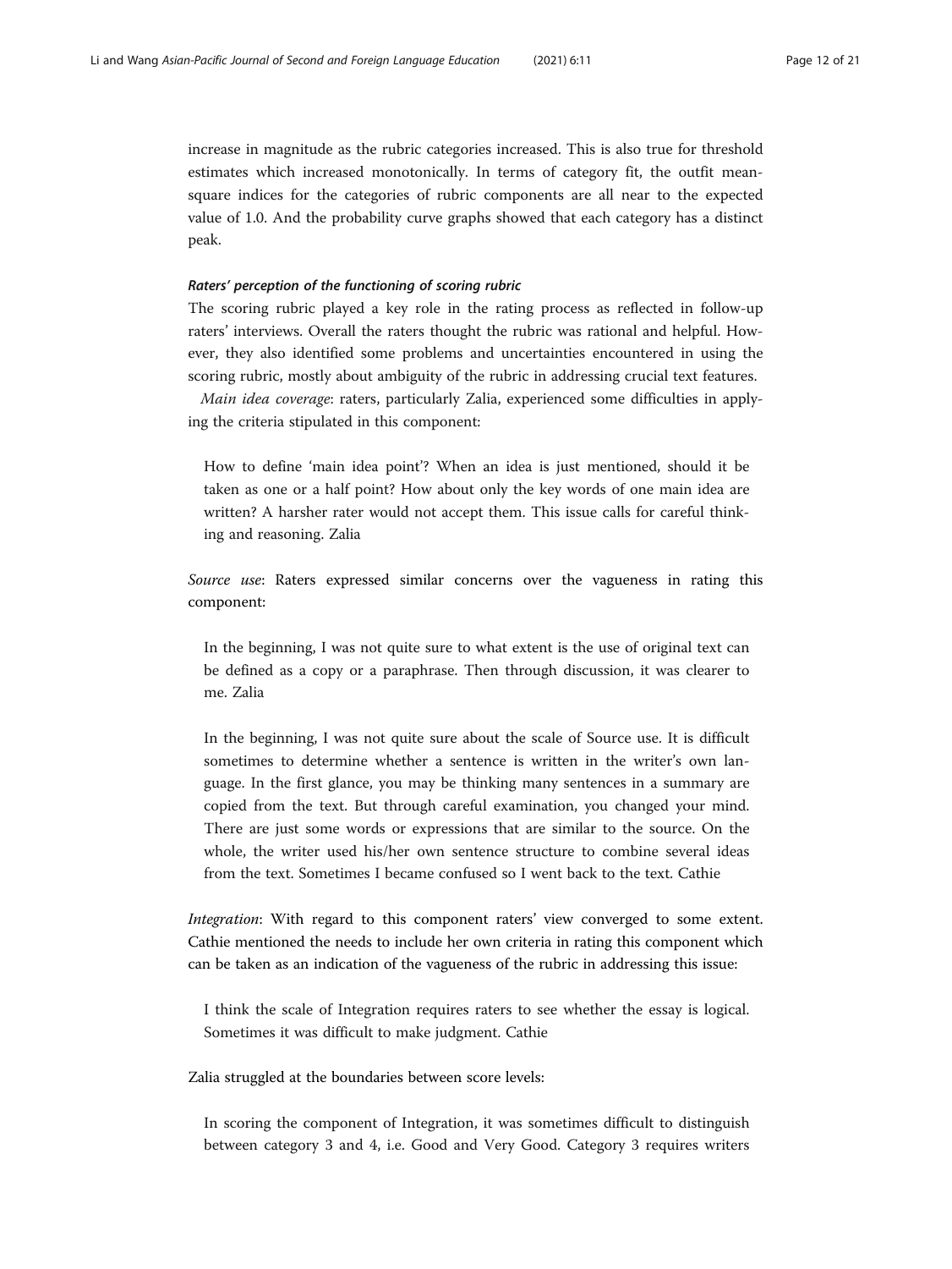increase in magnitude as the rubric categories increased. This is also true for threshold estimates which increased monotonically. In terms of category fit, the outfit mean-square indices for the categories of rubric components are all near to the expected value of 1.0. And the probability curve graphs showed that each category has a distinct peak.

#### *Raters' perception of the functioning of scoring rubric*

The scoring rubric played a key role in the rating process as reflected in follow-up raters' interviews. Overall the raters thought the rubric was rational and helpful. However, they also identified some problems and uncertainties encountered in using the scoring rubric, mostly about ambiguity of the rubric in addressing crucial text features.

*Main idea coverage*: raters, particularly Zalia, experienced some difficulties in applying the criteria stipulated in this component:

> How to define 'main idea point'? When an idea is just mentioned, should it be taken as one or a half point? How about only the key words of one main idea are written? A harsher rater would not accept them. This issue calls for careful thinking and reasoning. Zalia

*Source use*: Raters expressed similar concerns over the vagueness in rating this component:

> In the beginning, I was not quite sure to what extent is the use of original text can be defined as a copy or a paraphrase. Then through discussion, it was clearer to me. Zalia

> In the beginning, I was not quite sure about the scale of Source use. It is difficult sometimes to determine whether a sentence is written in the writer's own language. In the first glance, you may be thinking many sentences in a summary are copied from the text. But through careful examination, you changed your mind. There are just some words or expressions that are similar to the source. On the whole, the writer used his/her own sentence structure to combine several ideas from the text. Sometimes I became confused so I went back to the text. Cathie

*Integration*: With regard to this component raters' view converged to some extent. Cathie mentioned the needs to include her own criteria in rating this component which can be taken as an indication of the vagueness of the rubric in addressing this issue:

> I think the scale of Integration requires raters to see whether the essay is logical. Sometimes it was difficult to make judgment. Cathie

Zalia struggled at the boundaries between score levels:

> In scoring the component of Integration, it was sometimes difficult to distinguish between category 3 and 4, i.e. Good and Very Good. Category 3 requires writers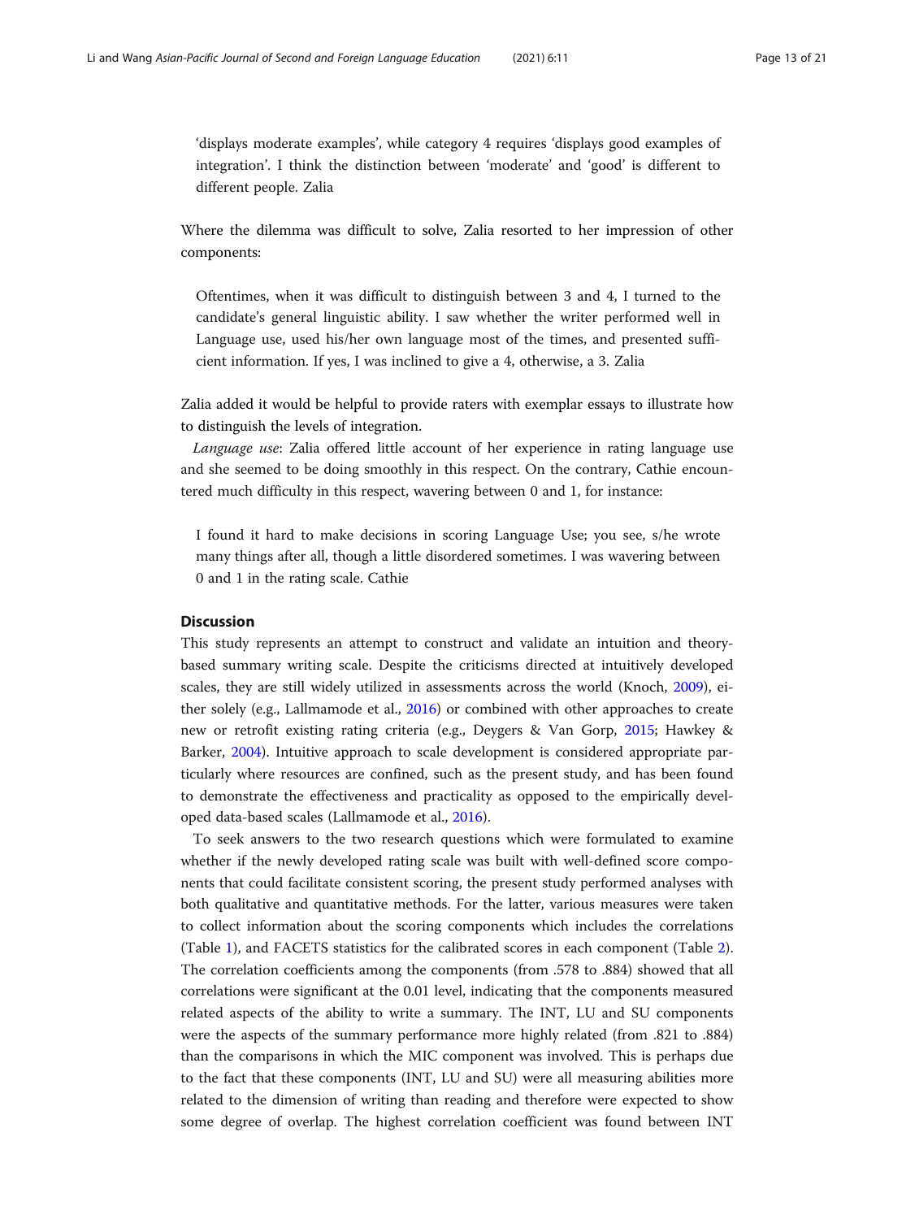'displays moderate examples', while category 4 requires 'displays good examples of integration'. I think the distinction between 'moderate' and 'good' is different to different people. Zalia

Where the dilemma was difficult to solve, Zalia resorted to her impression of other components:

> Oftentimes, when it was difficult to distinguish between 3 and 4, I turned to the candidate's general linguistic ability. I saw whether the writer performed well in Language use, used his/her own language most of the times, and presented sufficient information. If yes, I was inclined to give a 4, otherwise, a 3. Zalia

Zalia added it would be helpful to provide raters with exemplar essays to illustrate how to distinguish the levels of integration.

*Language use*: Zalia offered little account of her experience in rating language use and she seemed to be doing smoothly in this respect. On the contrary, Cathie encountered much difficulty in this respect, wavering between 0 and 1, for instance:

> I found it hard to make decisions in scoring Language Use; you see, s/he wrote many things after all, though a little disordered sometimes. I was wavering between 0 and 1 in the rating scale. Cathie

## Discussion

This study represents an attempt to construct and validate an intuition and theory-based summary writing scale. Despite the criticisms directed at intuitively developed scales, they are still widely utilized in assessments across the world (Knoch, 2009), either solely (e.g., Lallmamode et al., 2016) or combined with other approaches to create new or retrofit existing rating criteria (e.g., Deygers & Van Gorp, 2015; Hawkey & Barker, 2004). Intuitive approach to scale development is considered appropriate particularly where resources are confined, such as the present study, and has been found to demonstrate the effectiveness and practicality as opposed to the empirically developed data-based scales (Lallmamode et al., 2016).

To seek answers to the two research questions which were formulated to examine whether if the newly developed rating scale was built with well-defined score components that could facilitate consistent scoring, the present study performed analyses with both qualitative and quantitative methods. For the latter, various measures were taken to collect information about the scoring components which includes the correlations (Table 1), and FACETS statistics for the calibrated scores in each component (Table 2). The correlation coefficients among the components (from .578 to .884) showed that all correlations were significant at the 0.01 level, indicating that the components measured related aspects of the ability to write a summary. The INT, LU and SU components were the aspects of the summary performance more highly related (from .821 to .884) than the comparisons in which the MIC component was involved. This is perhaps due to the fact that these components (INT, LU and SU) were all measuring abilities more related to the dimension of writing than reading and therefore were expected to show some degree of overlap. The highest correlation coefficient was found between INT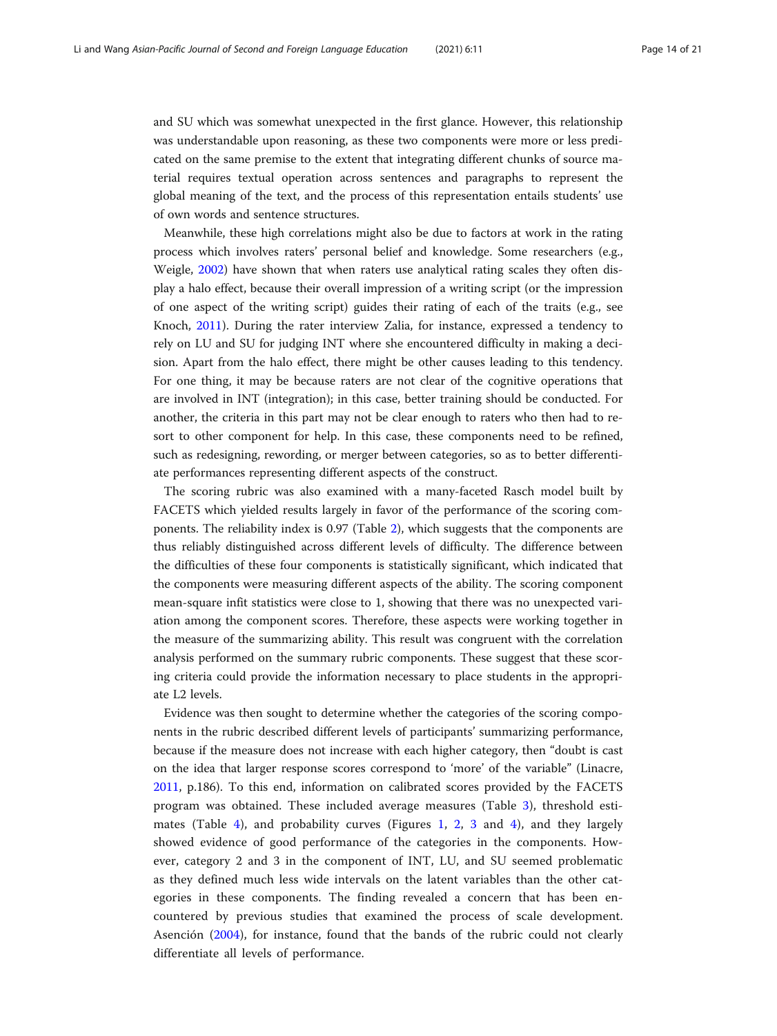and SU which was somewhat unexpected in the first glance. However, this relationship was understandable upon reasoning, as these two components were more or less predicated on the same premise to the extent that integrating different chunks of source material requires textual operation across sentences and paragraphs to represent the global meaning of the text, and the process of this representation entails students' use of own words and sentence structures.

Meanwhile, these high correlations might also be due to factors at work in the rating process which involves raters' personal belief and knowledge. Some researchers (e.g., Weigle, 2002) have shown that when raters use analytical rating scales they often display a halo effect, because their overall impression of a writing script (or the impression of one aspect of the writing script) guides their rating of each of the traits (e.g., see Knoch, 2011). During the rater interview Zalia, for instance, expressed a tendency to rely on LU and SU for judging INT where she encountered difficulty in making a decision. Apart from the halo effect, there might be other causes leading to this tendency. For one thing, it may be because raters are not clear of the cognitive operations that are involved in INT (integration); in this case, better training should be conducted. For another, the criteria in this part may not be clear enough to raters who then had to resort to other component for help. In this case, these components need to be refined, such as redesigning, rewording, or merger between categories, so as to better differentiate performances representing different aspects of the construct.

The scoring rubric was also examined with a many-faceted Rasch model built by FACETS which yielded results largely in favor of the performance of the scoring components. The reliability index is 0.97 (Table 2), which suggests that the components are thus reliably distinguished across different levels of difficulty. The difference between the difficulties of these four components is statistically significant, which indicated that the components were measuring different aspects of the ability. The scoring component mean-square infit statistics were close to 1, showing that there was no unexpected variation among the component scores. Therefore, these aspects were working together in the measure of the summarizing ability. This result was congruent with the correlation analysis performed on the summary rubric components. These suggest that these scoring criteria could provide the information necessary to place students in the appropriate L2 levels.

Evidence was then sought to determine whether the categories of the scoring components in the rubric described different levels of participants' summarizing performance, because if the measure does not increase with each higher category, then "doubt is cast on the idea that larger response scores correspond to 'more' of the variable" (Linacre, 2011, p.186). To this end, information on calibrated scores provided by the FACETS program was obtained. These included average measures (Table 3), threshold estimates (Table 4), and probability curves (Figures 1, 2, 3 and 4), and they largely showed evidence of good performance of the categories in the components. However, category 2 and 3 in the component of INT, LU, and SU seemed problematic as they defined much less wide intervals on the latent variables than the other categories in these components. The finding revealed a concern that has been encountered by previous studies that examined the process of scale development. Asención (2004), for instance, found that the bands of the rubric could not clearly differentiate all levels of performance.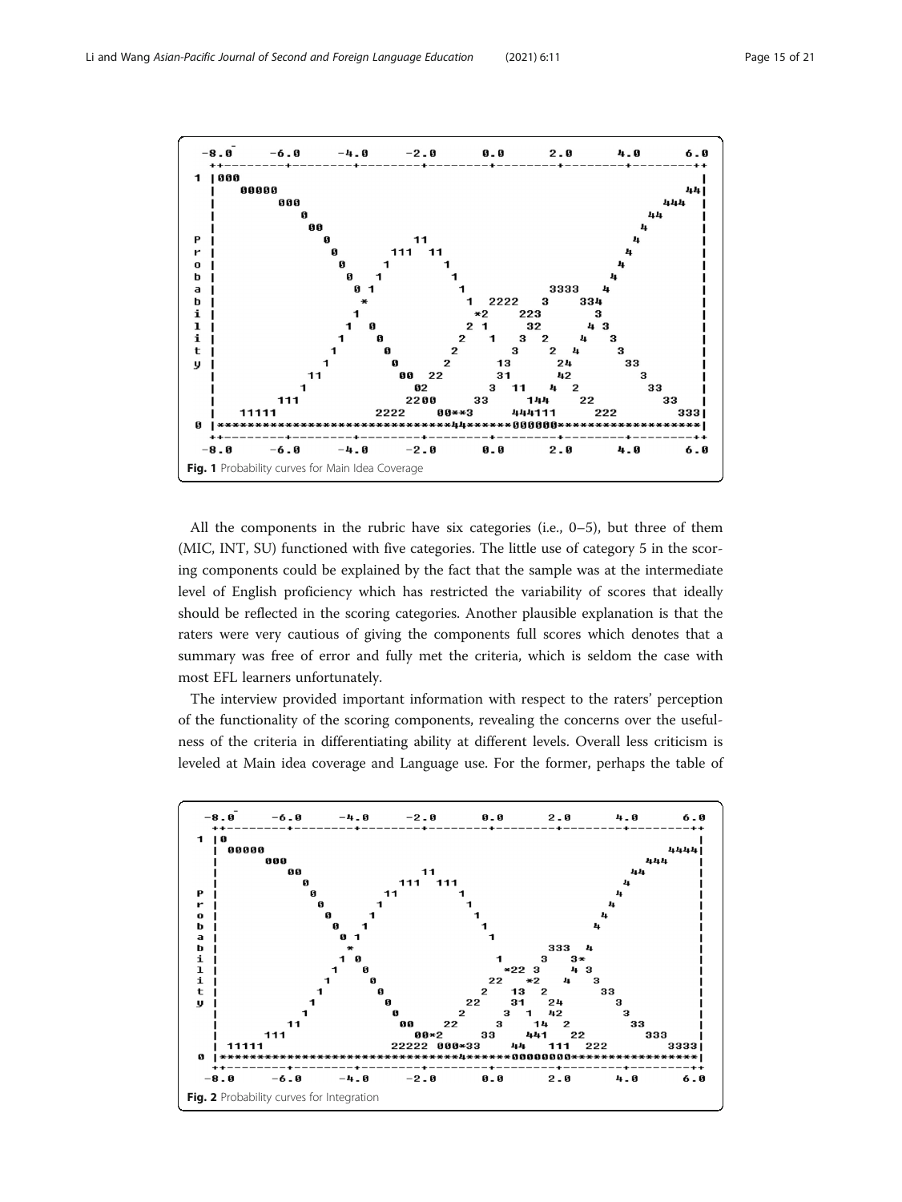Fig. 1 Probability curves for Main Idea Coverage

All the components in the rubric have six categories (i.e., 0–5), but three of them (MIC, INT, SU) functioned with five categories. The little use of category 5 in the scoring components could be explained by the fact that the sample was at the intermediate level of English proficiency which has restricted the variability of scores that ideally should be reflected in the scoring categories. Another plausible explanation is that the raters were very cautious of giving the components full scores which denotes that a summary was free of error and fully met the criteria, which is seldom the case with most EFL learners unfortunately.

The interview provided important information with respect to the raters' perception of the functionality of the scoring components, revealing the concerns over the usefulness of the criteria in differentiating ability at different levels. Overall less criticism is leveled at Main idea coverage and Language use. For the former, perhaps the table of

Fig. 2 Probability curves for Integration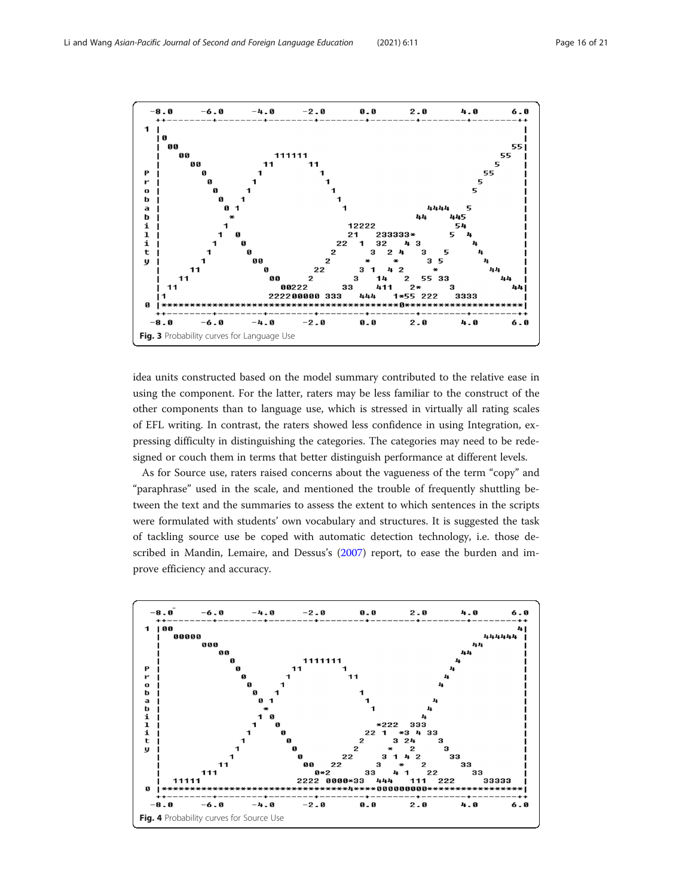Fig. 3 Probability curves for Language Use

idea units constructed based on the model summary contributed to the relative ease in using the component. For the latter, raters may be less familiar to the construct of the other components than to language use, which is stressed in virtually all rating scales of EFL writing. In contrast, the raters showed less confidence in using Integration, expressing difficulty in distinguishing the categories. The categories may need to be redesigned or couch them in terms that better distinguish performance at different levels.

As for Source use, raters raised concerns about the vagueness of the term "copy" and "paraphrase" used in the scale, and mentioned the trouble of frequently shuttling between the text and the summaries to assess the extent to which sentences in the scripts were formulated with students' own vocabulary and structures. It is suggested the task of tackling source use be coped with automatic detection technology, i.e. those described in Mandin, Lemaire, and Dessus's (2007) report, to ease the burden and improve efficiency and accuracy.

Fig. 4 Probability curves for Source Use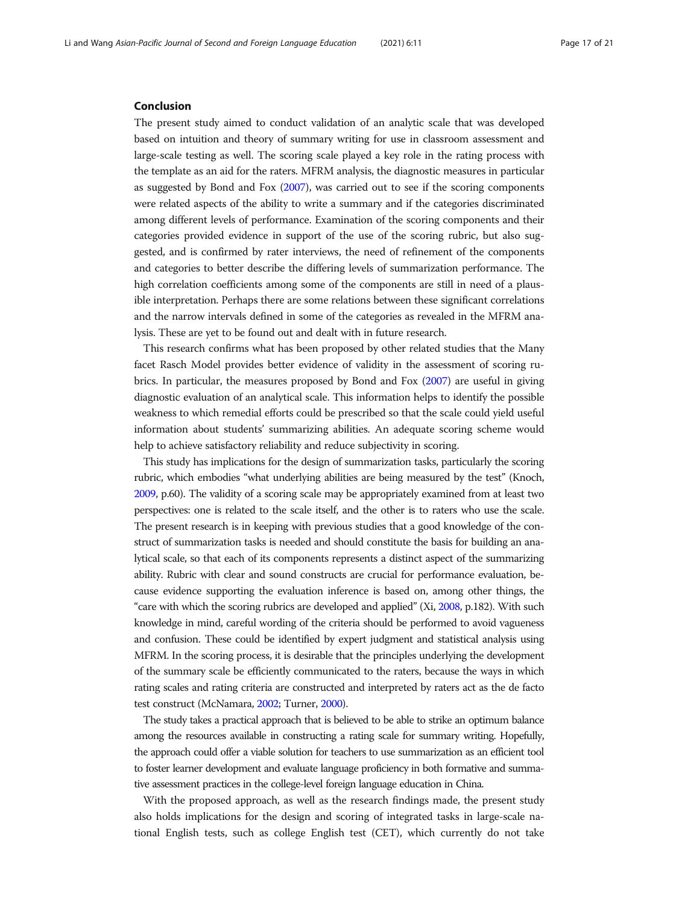## Conclusion

The present study aimed to conduct validation of an analytic scale that was developed based on intuition and theory of summary writing for use in classroom assessment and large-scale testing as well. The scoring scale played a key role in the rating process with the template as an aid for the raters. MFRM analysis, the diagnostic measures in particular as suggested by Bond and Fox (2007), was carried out to see if the scoring components were related aspects of the ability to write a summary and if the categories discriminated among different levels of performance. Examination of the scoring components and their categories provided evidence in support of the use of the scoring rubric, but also suggested, and is confirmed by rater interviews, the need of refinement of the components and categories to better describe the differing levels of summarization performance. The high correlation coefficients among some of the components are still in need of a plausible interpretation. Perhaps there are some relations between these significant correlations and the narrow intervals defined in some of the categories as revealed in the MFRM analysis. These are yet to be found out and dealt with in future research.

This research confirms what has been proposed by other related studies that the Many facet Rasch Model provides better evidence of validity in the assessment of scoring rubrics. In particular, the measures proposed by Bond and Fox (2007) are useful in giving diagnostic evaluation of an analytical scale. This information helps to identify the possible weakness to which remedial efforts could be prescribed so that the scale could yield useful information about students' summarizing abilities. An adequate scoring scheme would help to achieve satisfactory reliability and reduce subjectivity in scoring.

This study has implications for the design of summarization tasks, particularly the scoring rubric, which embodies "what underlying abilities are being measured by the test" (Knoch, 2009, p.60). The validity of a scoring scale may be appropriately examined from at least two perspectives: one is related to the scale itself, and the other is to raters who use the scale. The present research is in keeping with previous studies that a good knowledge of the construct of summarization tasks is needed and should constitute the basis for building an analytical scale, so that each of its components represents a distinct aspect of the summarizing ability. Rubric with clear and sound constructs are crucial for performance evaluation, because evidence supporting the evaluation inference is based on, among other things, the "care with which the scoring rubrics are developed and applied" (Xi, 2008, p.182). With such knowledge in mind, careful wording of the criteria should be performed to avoid vagueness and confusion. These could be identified by expert judgment and statistical analysis using MFRM. In the scoring process, it is desirable that the principles underlying the development of the summary scale be efficiently communicated to the raters, because the ways in which rating scales and rating criteria are constructed and interpreted by raters act as the de facto test construct (McNamara, 2002; Turner, 2000).

The study takes a practical approach that is believed to be able to strike an optimum balance among the resources available in constructing a rating scale for summary writing. Hopefully, the approach could offer a viable solution for teachers to use summarization as an efficient tool to foster learner development and evaluate language proficiency in both formative and summative assessment practices in the college-level foreign language education in China.

With the proposed approach, as well as the research findings made, the present study also holds implications for the design and scoring of integrated tasks in large-scale national English tests, such as college English test (CET), which currently do not take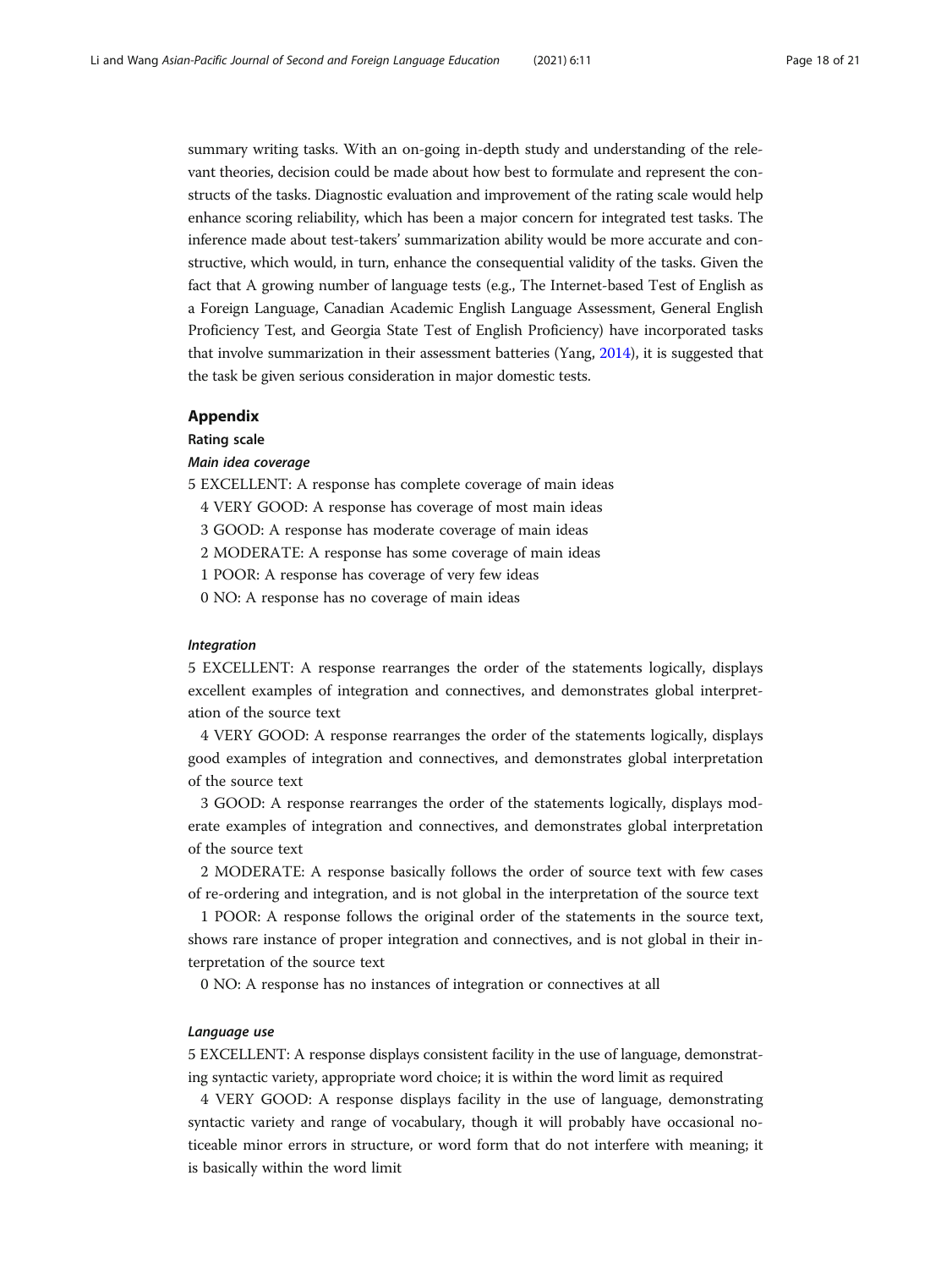summary writing tasks. With an on-going in-depth study and understanding of the relevant theories, decision could be made about how best to formulate and represent the constructs of the tasks. Diagnostic evaluation and improvement of the rating scale would help enhance scoring reliability, which has been a major concern for integrated test tasks. The inference made about test-takers' summarization ability would be more accurate and constructive, which would, in turn, enhance the consequential validity of the tasks. Given the fact that A growing number of language tests (e.g., The Internet-based Test of English as a Foreign Language, Canadian Academic English Language Assessment, General English Proficiency Test, and Georgia State Test of English Proficiency) have incorporated tasks that involve summarization in their assessment batteries (Yang, 2014), it is suggested that the task be given serious consideration in major domestic tests.

## Appendix

### Rating scale

#### *Main idea coverage*

5 EXCELLENT: A response has complete coverage of main ideas

4 VERY GOOD: A response has coverage of most main ideas

3 GOOD: A response has moderate coverage of main ideas

2 MODERATE: A response has some coverage of main ideas

1 POOR: A response has coverage of very few ideas

0 NO: A response has no coverage of main ideas

#### *Integration*

5 EXCELLENT: A response rearranges the order of the statements logically, displays excellent examples of integration and connectives, and demonstrates global interpretation of the source text

4 VERY GOOD: A response rearranges the order of the statements logically, displays good examples of integration and connectives, and demonstrates global interpretation of the source text

3 GOOD: A response rearranges the order of the statements logically, displays moderate examples of integration and connectives, and demonstrates global interpretation of the source text

2 MODERATE: A response basically follows the order of source text with few cases of re-ordering and integration, and is not global in the interpretation of the source text

1 POOR: A response follows the original order of the statements in the source text, shows rare instance of proper integration and connectives, and is not global in their interpretation of the source text

0 NO: A response has no instances of integration or connectives at all

#### *Language use*

5 EXCELLENT: A response displays consistent facility in the use of language, demonstrating syntactic variety, appropriate word choice; it is within the word limit as required

4 VERY GOOD: A response displays facility in the use of language, demonstrating syntactic variety and range of vocabulary, though it will probably have occasional noticeable minor errors in structure, or word form that do not interfere with meaning; it is basically within the word limit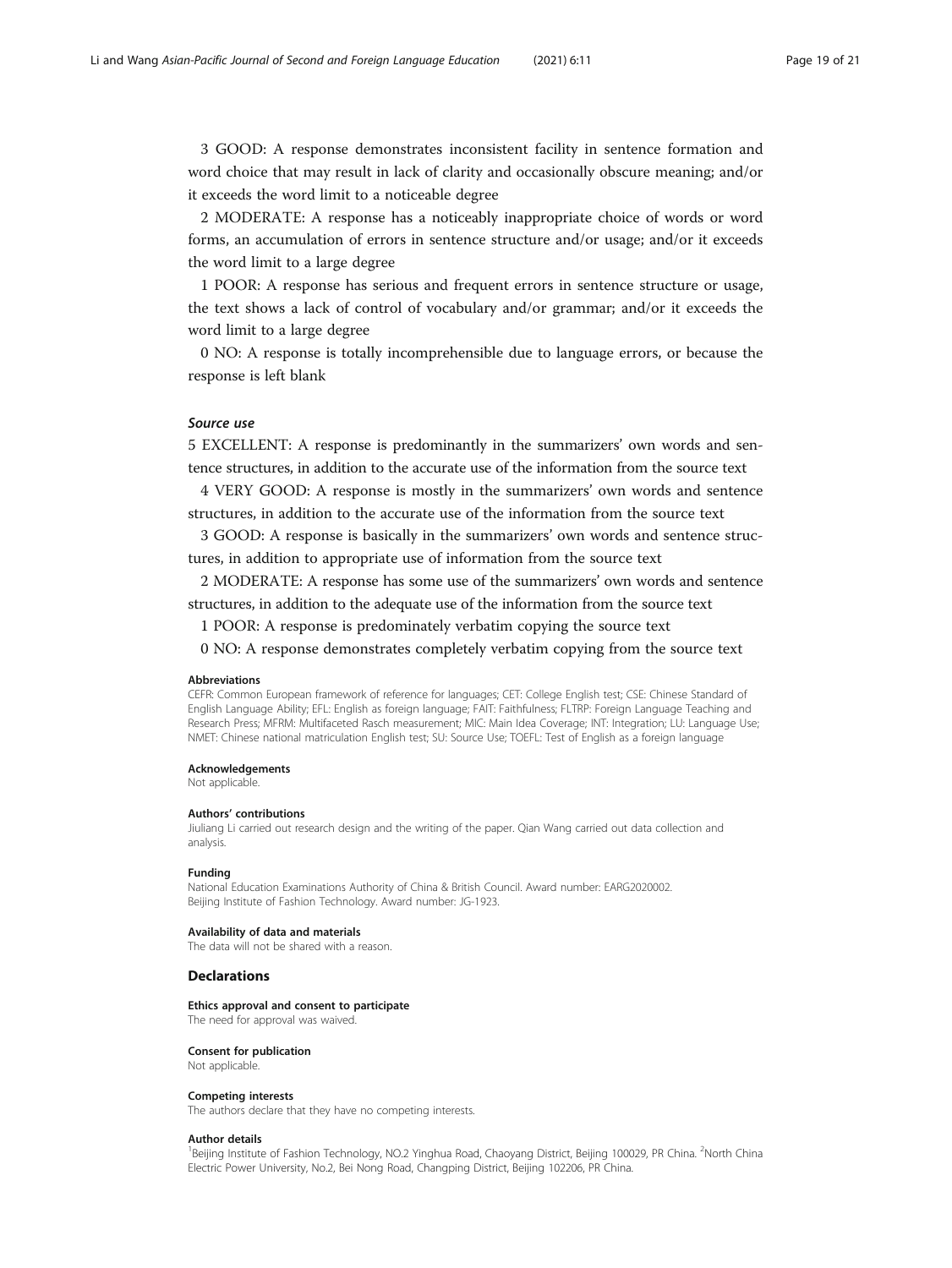3 GOOD: A response demonstrates inconsistent facility in sentence formation and word choice that may result in lack of clarity and occasionally obscure meaning; and/or it exceeds the word limit to a noticeable degree

2 MODERATE: A response has a noticeably inappropriate choice of words or word forms, an accumulation of errors in sentence structure and/or usage; and/or it exceeds the word limit to a large degree

1 POOR: A response has serious and frequent errors in sentence structure or usage, the text shows a lack of control of vocabulary and/or grammar; and/or it exceeds the word limit to a large degree

0 NO: A response is totally incomprehensible due to language errors, or because the response is left blank

### *Source use*

5 EXCELLENT: A response is predominantly in the summarizers' own words and sentence structures, in addition to the accurate use of the information from the source text

4 VERY GOOD: A response is mostly in the summarizers' own words and sentence structures, in addition to the accurate use of the information from the source text

3 GOOD: A response is basically in the summarizers' own words and sentence structures, in addition to appropriate use of information from the source text

2 MODERATE: A response has some use of the summarizers' own words and sentence structures, in addition to the adequate use of the information from the source text

1 POOR: A response is predominately verbatim copying the source text

0 NO: A response demonstrates completely verbatim copying from the source text

#### Abbreviations

CEFR: Common European framework of reference for languages; CET: College English test; CSE: Chinese Standard of English Language Ability; EFL: English as foreign language; FAIT: Faithfulness; FLTRP: Foreign Language Teaching and Research Press; MFRM: Multifaceted Rasch measurement; MIC: Main Idea Coverage; INT: Integration; LU: Language Use; NMET: Chinese national matriculation English test; SU: Source Use; TOEFL: Test of English as a foreign language

#### Acknowledgements

Not applicable.

#### Authors' contributions

Jiuliang Li carried out research design and the writing of the paper. Qian Wang carried out data collection and analysis.

#### Funding

National Education Examinations Authority of China & British Council. Award number: EARG2020002.
Beijing Institute of Fashion Technology. Award number: JG-1923.

#### Availability of data and materials

The data will not be shared with a reason.

## Declarations

#### Ethics approval and consent to participate

The need for approval was waived.

#### Consent for publication

Not applicable.

#### Competing interests

The authors declare that they have no competing interests.

#### Author details

[1]Beijing Institute of Fashion Technology, NO.2 Yinghua Road, Chaoyang District, Beijing 100029, PR China. [2]North China Electric Power University, No.2, Bei Nong Road, Changping District, Beijing 102206, PR China.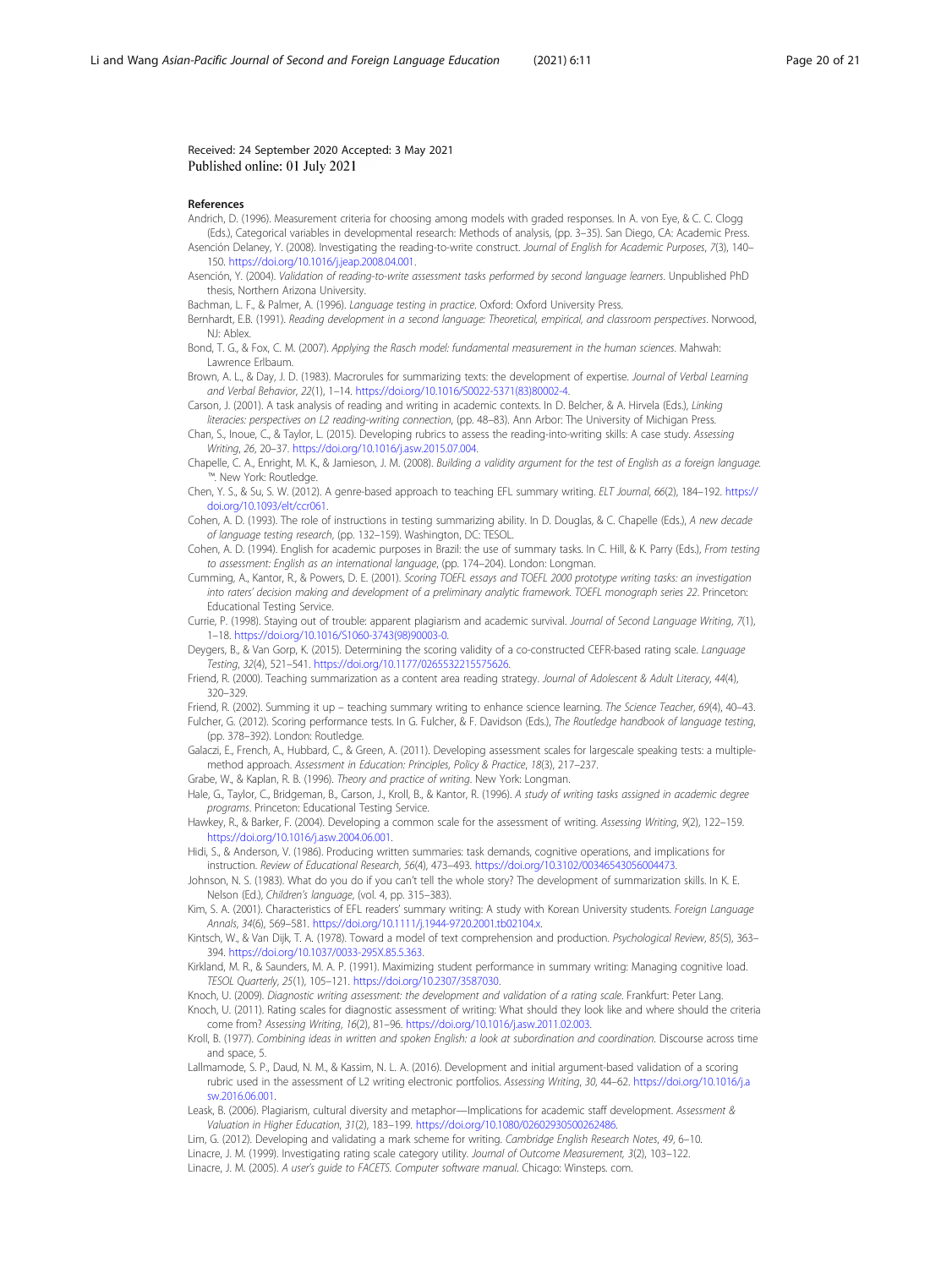Received: 24 September 2020 Accepted: 3 May 2021
Published online: 01 July 2021

#### References

Andrich, D. (1996). Measurement criteria for choosing among models with graded responses. In A. von Eye, & C. C. Clogg (Eds.), Categorical variables in developmental research: Methods of analysis, (pp. 3–35). San Diego, CA: Academic Press.

Asención Delaney, Y. (2008). Investigating the reading-to-write construct. *Journal of English for Academic Purposes*, *7*(3), 140–150. https://doi.org/10.1016/j.jeap.2008.04.001.

Asención, Y. (2004). *Validation of reading-to-write assessment tasks performed by second language learners*. Unpublished PhD thesis, Northern Arizona University.

Bachman, L. F., & Palmer, A. (1996). *Language testing in practice*. Oxford: Oxford University Press.

Bernhardt, E.B. (1991). *Reading development in a second language: Theoretical, empirical, and classroom perspectives*. Norwood, NJ: Ablex.

Bond, T. G., & Fox, C. M. (2007). *Applying the Rasch model: fundamental measurement in the human sciences*. Mahwah: Lawrence Erlbaum.

Brown, A. L., & Day, J. D. (1983). Macrorules for summarizing texts: the development of expertise. *Journal of Verbal Learning and Verbal Behavior*, *22*(1), 1–14. https://doi.org/10.1016/S0022-5371(83)80002-4.

Carson, J. (2001). A task analysis of reading and writing in academic contexts. In D. Belcher, & A. Hirvela (Eds.), *Linking literacies: perspectives on L2 reading-writing connection*, (pp. 48–83). Ann Arbor: The University of Michigan Press.

Chan, S., Inoue, C., & Taylor, L. (2015). Developing rubrics to assess the reading-into-writing skills: A case study. *Assessing Writing*, *26*, 20–37. https://doi.org/10.1016/j.asw.2015.07.004.

Chapelle, C. A., Enright, M. K., & Jamieson, J. M. (2008). *Building a validity argument for the test of English as a foreign language.™*. New York: Routledge.

Chen, Y. S., & Su, S. W. (2012). A genre-based approach to teaching EFL summary writing. *ELT Journal*, *66*(2), 184–192. https://doi.org/10.1093/elt/ccr061.

Cohen, A. D. (1993). The role of instructions in testing summarizing ability. In D. Douglas, & C. Chapelle (Eds.), *A new decade of language testing research*, (pp. 132–159). Washington, DC: TESOL.

Cohen, A. D. (1994). English for academic purposes in Brazil: the use of summary tasks. In C. Hill, & K. Parry (Eds.), *From testing to assessment: English as an international language*, (pp. 174–204). London: Longman.

Cumming, A., Kantor, R., & Powers, D. E. (2001). *Scoring TOEFL essays and TOEFL 2000 prototype writing tasks: an investigation into raters' decision making and development of a preliminary analytic framework. TOEFL monograph series 22*. Princeton: Educational Testing Service.

Currie, P. (1998). Staying out of trouble: apparent plagiarism and academic survival. *Journal of Second Language Writing*, *7*(1), 1–18. https://doi.org/10.1016/S1060-3743(98)90003-0.

Deygers, B., & Van Gorp, K. (2015). Determining the scoring validity of a co-constructed CEFR-based rating scale. *Language Testing*, *32*(4), 521–541. https://doi.org/10.1177/0265532215575626.

Friend, R. (2000). Teaching summarization as a content area reading strategy. *Journal of Adolescent & Adult Literacy*, *44*(4), 320–329.

Friend, R. (2002). Summing it up – teaching summary writing to enhance science learning. *The Science Teacher*, *69*(4), 40–43.

Fulcher, G. (2012). Scoring performance tests. In G. Fulcher, & F. Davidson (Eds.), *The Routledge handbook of language testing*, (pp. 378–392). London: Routledge.

Galaczi, E., French, A., Hubbard, C., & Green, A. (2011). Developing assessment scales for largescale speaking tests: a multiple-method approach. *Assessment in Education: Principles, Policy & Practice*, *18*(3), 217–237.

Grabe, W., & Kaplan, R. B. (1996). *Theory and practice of writing*. New York: Longman.

Hale, G., Taylor, C., Bridgeman, B., Carson, J., Kroll, B., & Kantor, R. (1996). *A study of writing tasks assigned in academic degree programs*. Princeton: Educational Testing Service.

Hawkey, R., & Barker, F. (2004). Developing a common scale for the assessment of writing. *Assessing Writing*, *9*(2), 122–159. https://doi.org/10.1016/j.asw.2004.06.001.

Hidi, S., & Anderson, V. (1986). Producing written summaries: task demands, cognitive operations, and implications for instruction. *Review of Educational Research*, *56*(4), 473–493. https://doi.org/10.3102/00346543056004473.

Johnson, N. S. (1983). What do you do if you can't tell the whole story? The development of summarization skills. In K. E. Nelson (Ed.), *Children's language*, (vol. 4, pp. 315–383).

Kim, S. A. (2001). Characteristics of EFL readers' summary writing: A study with Korean University students. *Foreign Language Annals*, *34*(6), 569–581. https://doi.org/10.1111/j.1944-9720.2001.tb02104.x.

Kintsch, W., & Van Dijk, T. A. (1978). Toward a model of text comprehension and production. *Psychological Review*, *85*(5), 363–394. https://doi.org/10.1037/0033-295X.85.5.363.

Kirkland, M. R., & Saunders, M. A. P. (1991). Maximizing student performance in summary writing: Managing cognitive load. *TESOL Quarterly*, *25*(1), 105–121. https://doi.org/10.2307/3587030.

Knoch, U. (2009). *Diagnostic writing assessment: the development and validation of a rating scale*. Frankfurt: Peter Lang.

Knoch, U. (2011). Rating scales for diagnostic assessment of writing: What should they look like and where should the criteria come from? *Assessing Writing*, *16*(2), 81–96. https://doi.org/10.1016/j.asw.2011.02.003.

Kroll, B. (1977). *Combining ideas in written and spoken English: a look at subordination and coordination*. Discourse across time and space, 5.

Lallmamode, S. P., Daud, N. M., & Kassim, N. L. A. (2016). Development and initial argument-based validation of a scoring rubric used in the assessment of L2 writing electronic portfolios. *Assessing Writing*, *30*, 44–62. https://doi.org/10.1016/j.asw.2016.06.001.

Leask, B. (2006). Plagiarism, cultural diversity and metaphor—Implications for academic staff development. *Assessment & Valuation in Higher Education*, *31*(2), 183–199. https://doi.org/10.1080/02602930500262486.

Lim, G. (2012). Developing and validating a mark scheme for writing. *Cambridge English Research Notes*, *49*, 6–10.

Linacre, J. M. (1999). Investigating rating scale category utility. *Journal of Outcome Measurement*, *3*(2), 103–122.

Linacre, J. M. (2005). *A user's guide to FACETS. Computer software manual*. Chicago: Winsteps. com.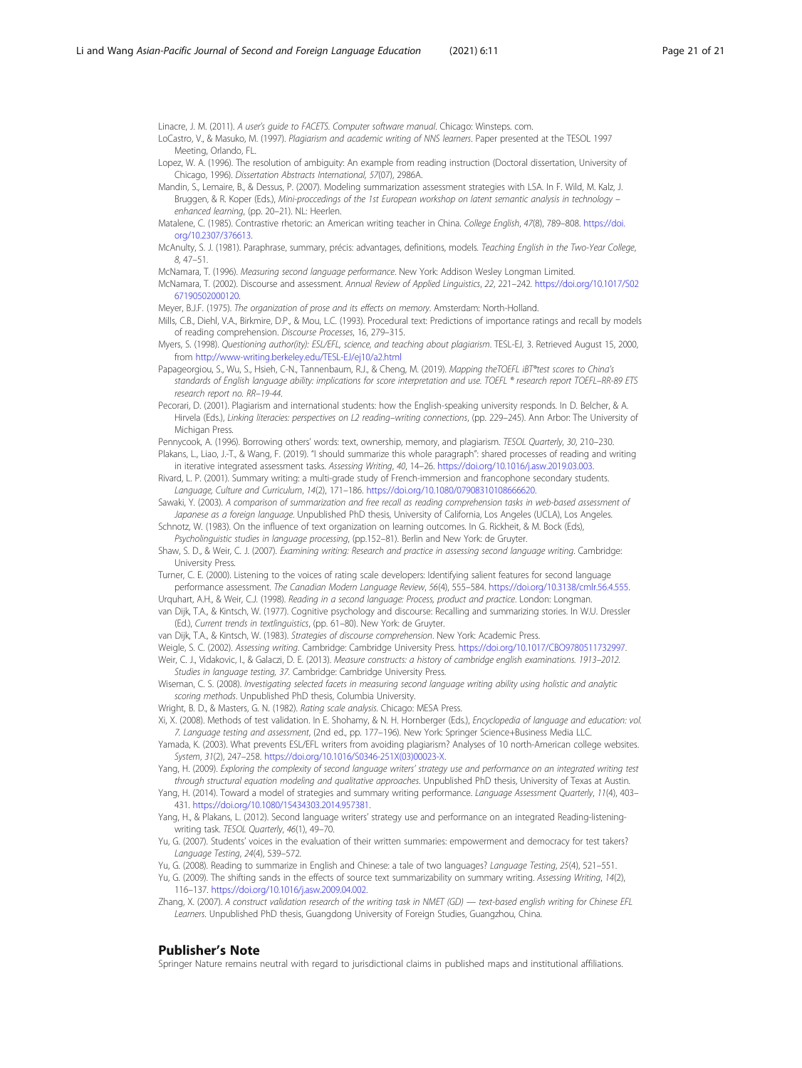Linacre, J. M. (2011). *A user's guide to FACETS. Computer software manual*. Chicago: Winsteps. com.

LoCastro, V., & Masuko, M. (1997). *Plagiarism and academic writing of NNS learners*. Paper presented at the TESOL 1997 Meeting, Orlando, FL.

Lopez, W. A. (1996). The resolution of ambiguity: An example from reading instruction (Doctoral dissertation, University of Chicago, 1996). *Dissertation Abstracts International, 57*(07), 2986A.

Mandin, S., Lemaire, B., & Dessus, P. (2007). Modeling summarization assessment strategies with LSA. In F. Wild, M. Kalz, J. Bruggen, & R. Koper (Eds.), *Mini-proceedings of the 1st European workshop on latent semantic analysis in technology – enhanced learning*, (pp. 20–21). NL: Heerlen.

Matalene, C. (1985). Contrastive rhetoric: an American writing teacher in China. *College English*, *47*(8), 789–808. https://doi.org/10.2307/376613.

McAnulty, S. J. (1981). Paraphrase, summary, précis: advantages, definitions, models. *Teaching English in the Two-Year College*, *8*, 47–51.

McNamara, T. (1996). *Measuring second language performance*. New York: Addison Wesley Longman Limited.

McNamara, T. (2002). Discourse and assessment. *Annual Review of Applied Linguistics*, *22*, 221–242. https://doi.org/10.1017/S0267190502000120.

Meyer, B.J.F. (1975). *The organization of prose and its effects on memory*. Amsterdam: North-Holland.

Mills, C.B., Diehl, V.A., Birkmire, D.P., & Mou, L.C. (1993). Procedural text: Predictions of importance ratings and recall by models of reading comprehension. *Discourse Processes*, 16, 279–315.

Myers, S. (1998). *Questioning author(ity): ESL/EFL, science, and teaching about plagiarism*. TESL-EJ, 3. Retrieved August 15, 2000, from http://www-writing.berkeley.edu/TESL-EJ/ej10/a2.html

Papageorgiou, S., Wu, S., Hsieh, C-N., Tannenbaum, R.J., & Cheng, M. (2019). *Mapping theTOEFL iBT®test scores to China's standards of English language ability: implications for score interpretation and use. TOEFL ® research report TOEFL–RR-89 ETS research report no. RR–19-44*.

Pecorari, D. (2001). Plagiarism and international students: how the English-speaking university responds. In D. Belcher, & A. Hirvela (Eds.), *Linking literacies: perspectives on L2 reading–writing connections*, (pp. 229–245). Ann Arbor: The University of Michigan Press.

Pennycook, A. (1996). Borrowing others' words: text, ownership, memory, and plagiarism. *TESOL Quarterly*, *30*, 210–230.

Plakans, L., Liao, J.-T., & Wang, F. (2019). "I should summarize this whole paragraph": shared processes of reading and writing in iterative integrated assessment tasks. *Assessing Writing*, *40*, 14–26. https://doi.org/10.1016/j.asw.2019.03.003.

Rivard, L. P. (2001). Summary writing: a multi-grade study of French-immersion and francophone secondary students. *Language, Culture and Curriculum*, *14*(2), 171–186. https://doi.org/10.1080/07908310108666620.

Sawaki, Y. (2003). *A comparison of summarization and free recall as reading comprehension tasks in web-based assessment of Japanese as a foreign language*. Unpublished PhD thesis, University of California, Los Angeles (UCLA), Los Angeles.

Schnotz, W. (1983). On the influence of text organization on learning outcomes. In G. Rickheit, & M. Bock (Eds), *Psycholinguistic studies in language processing*, (pp.152–81). Berlin and New York: de Gruyter.

Shaw, S. D., & Weir, C. J. (2007). *Examining writing: Research and practice in assessing second language writing*. Cambridge: University Press.

Turner, C. E. (2000). Listening to the voices of rating scale developers: Identifying salient features for second language performance assessment. *The Canadian Modern Language Review*, *56*(4), 555–584. https://doi.org/10.3138/cmlr.56.4.555.

Urquhart, A.H., & Weir, C.J. (1998). *Reading in a second language: Process, product and practice*. London: Longman.

van Dijk, T.A., & Kintsch, W. (1977). Cognitive psychology and discourse: Recalling and summarizing stories. In W.U. Dressler (Ed.), *Current trends in textlinguistics*, (pp. 61–80). New York: de Gruyter.

van Dijk, T.A., & Kintsch, W. (1983). *Strategies of discourse comprehension*. New York: Academic Press.

Weigle, S. C. (2002). *Assessing writing*. Cambridge: Cambridge University Press. https://doi.org/10.1017/CBO9780511732997.

Weir, C. J., Vidakovic, I., & Galaczi, D. E. (2013). *Measure constructs: a history of cambridge english examinations. 1913–2012. Studies in language testing, 37*. Cambridge: Cambridge University Press.

Wiseman, C. S. (2008). *Investigating selected facets in measuring second language writing ability using holistic and analytic scoring methods*. Unpublished PhD thesis, Columbia University.

Wright, B. D., & Masters, G. N. (1982). *Rating scale analysis*. Chicago: MESA Press.

Xi, X. (2008). Methods of test validation. In E. Shohamy, & N. H. Hornberger (Eds.), *Encyclopedia of language and education: vol. 7. Language testing and assessment*, (2nd ed., pp. 177–196). New York: Springer Science+Business Media LLC.

Yamada, K. (2003). What prevents ESL/EFL writers from avoiding plagiarism? Analyses of 10 north-American college websites. *System*, *31*(2), 247–258. https://doi.org/10.1016/S0346-251X(03)00023-X.

Yang, H. (2009). *Exploring the complexity of second language writers' strategy use and performance on an integrated writing test through structural equation modeling and qualitative approaches*. Unpublished PhD thesis, University of Texas at Austin.

Yang, H. (2014). Toward a model of strategies and summary writing performance. *Language Assessment Quarterly*, *11*(4), 403–431. https://doi.org/10.1080/15434303.2014.957381.

Yang, H., & Plakans, L. (2012). Second language writers' strategy use and performance on an integrated Reading-listening-writing task. *TESOL Quarterly*, *46*(1), 49–70.

Yu, G. (2007). Students' voices in the evaluation of their written summaries: empowerment and democracy for test takers? *Language Testing*, *24*(4), 539–572.

Yu, G. (2008). Reading to summarize in English and Chinese: a tale of two languages? *Language Testing*, *25*(4), 521–551.

Yu, G. (2009). The shifting sands in the effects of source text summarizability on summary writing. *Assessing Writing*, *14*(2), 116–137. https://doi.org/10.1016/j.asw.2009.04.002.

Zhang, X. (2007). *A construct validation research of the writing task in NMET (GD) — text-based english writing for Chinese EFL Learners*. Unpublished PhD thesis, Guangdong University of Foreign Studies, Guangzhou, China.

## Publisher's Note

Springer Nature remains neutral with regard to jurisdictional claims in published maps and institutional affiliations.